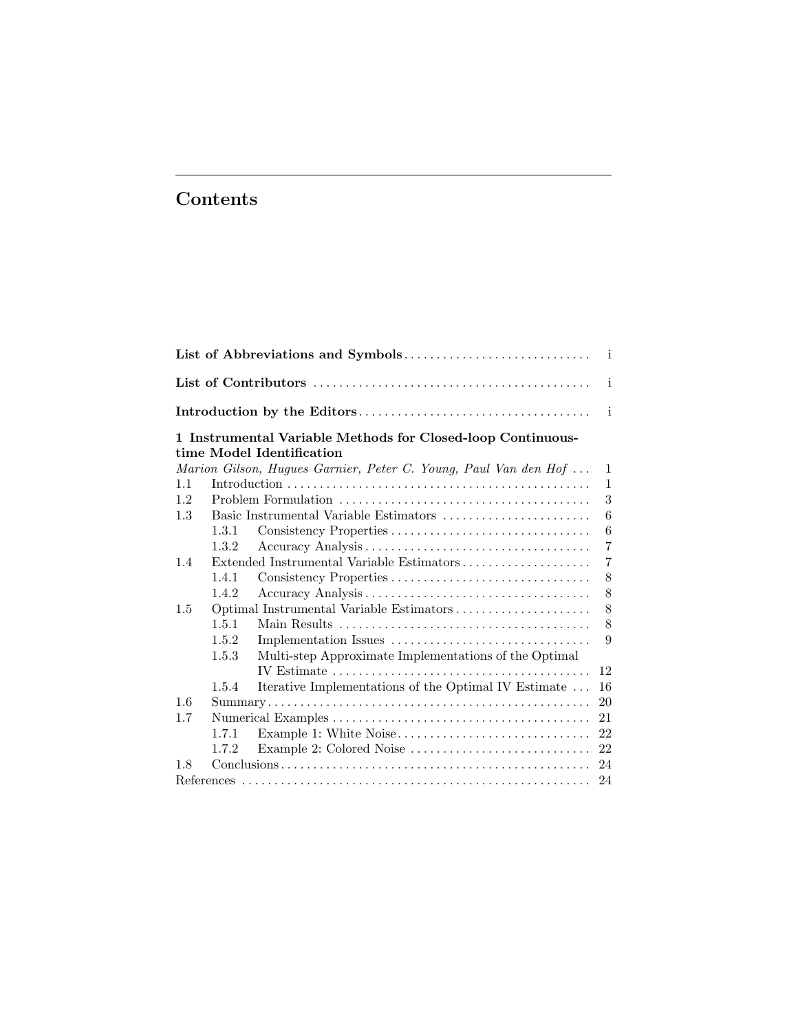# Contents

**List of Abbreviations and Symbols** ............................ i

**List of Contributors** ............................ i

**Introduction by the Editors** ............................ i

**1 Instrumental Variable Methods for Closed-loop Continuous-time Model Identification**

*Marion Gilson, Hugues Garnier, Peter C. Young, Paul Van den Hof* ... 1

- 1.1 Introduction ............................ 1
- 1.2 Problem Formulation ............................ 3
- 1.3 Basic Instrumental Variable Estimators ............................ 6
  - 1.3.1 Consistency Properties ............................ 6
  - 1.3.2 Accuracy Analysis ............................ 7
- 1.4 Extended Instrumental Variable Estimators ............................ 7
  - 1.4.1 Consistency Properties ............................ 8
  - 1.4.2 Accuracy Analysis ............................ 8
- 1.5 Optimal Instrumental Variable Estimators ............................ 8
  - 1.5.1 Main Results ............................ 8
  - 1.5.2 Implementation Issues ............................ 9
  - 1.5.3 Multi-step Approximate Implementations of the Optimal IV Estimate ............................ 12
  - 1.5.4 Iterative Implementations of the Optimal IV Estimate ... 16
- 1.6 Summary ............................ 20
- 1.7 Numerical Examples ............................ 21
  - 1.7.1 Example 1: White Noise ............................ 22
  - 1.7.2 Example 2: Colored Noise ............................ 22
- 1.8 Conclusions ............................ 24

References ............................ 24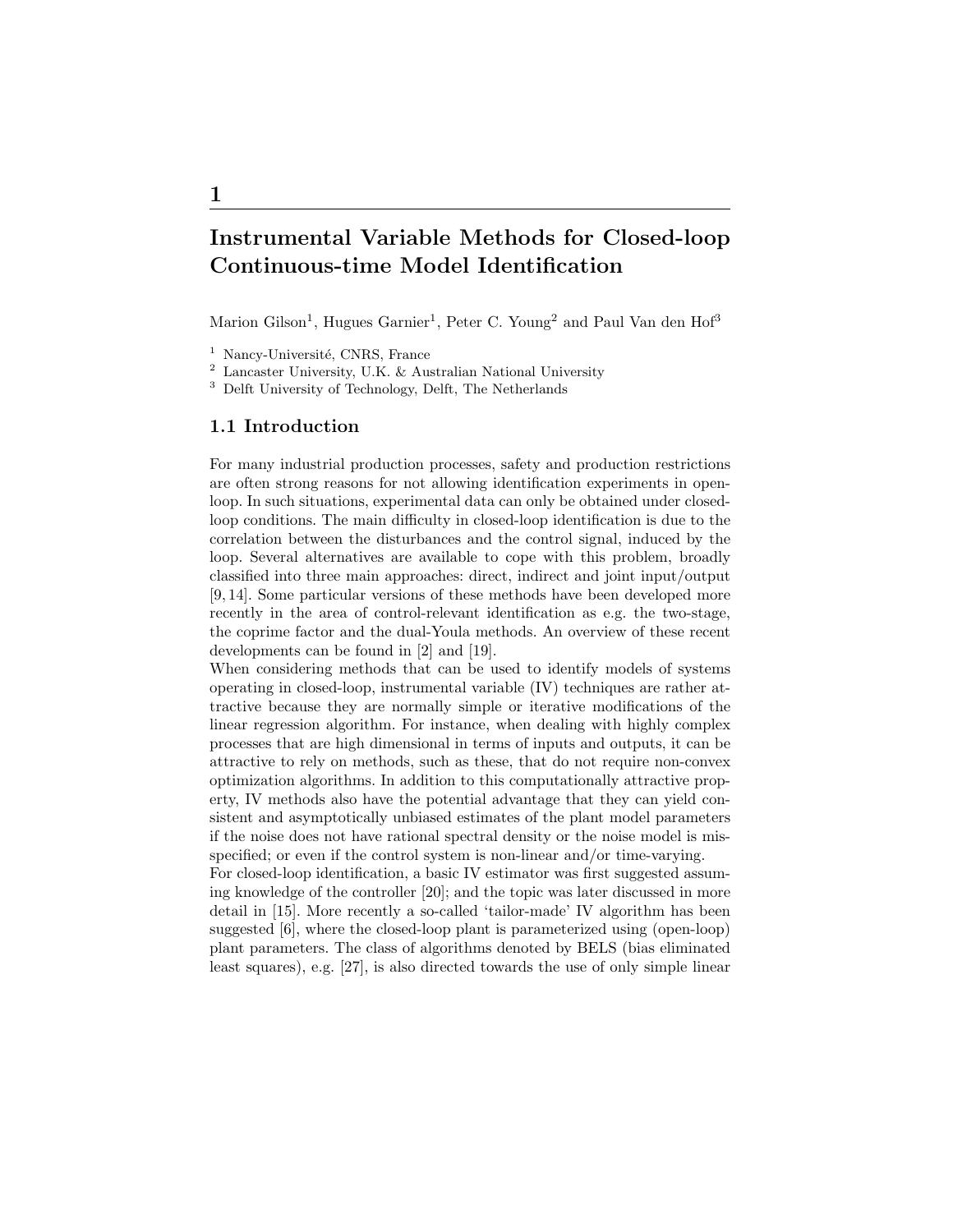# 1

## Instrumental Variable Methods for Closed-loop Continuous-time Model Identification

Marion Gilson[1], Hugues Garnier[1], Peter C. Young[2] and Paul Van den Hof[3]

[1] Nancy-Université, CNRS, France
[2] Lancaster University, U.K. & Australian National University
[3] Delft University of Technology, Delft, The Netherlands

### 1.1 Introduction

For many industrial production processes, safety and production restrictions are often strong reasons for not allowing identification experiments in open-loop. In such situations, experimental data can only be obtained under closed-loop conditions. The main difficulty in closed-loop identification is due to the correlation between the disturbances and the control signal, induced by the loop. Several alternatives are available to cope with this problem, broadly classified into three main approaches: direct, indirect and joint input/output [9, 14]. Some particular versions of these methods have been developed more recently in the area of control-relevant identification as e.g. the two-stage, the coprime factor and the dual-Youla methods. An overview of these recent developments can be found in [2] and [19].

When considering methods that can be used to identify models of systems operating in closed-loop, instrumental variable (IV) techniques are rather attractive because they are normally simple or iterative modifications of the linear regression algorithm. For instance, when dealing with highly complex processes that are high dimensional in terms of inputs and outputs, it can be attractive to rely on methods, such as these, that do not require non-convex optimization algorithms. In addition to this computationally attractive property, IV methods also have the potential advantage that they can yield consistent and asymptotically unbiased estimates of the plant model parameters if the noise does not have rational spectral density or the noise model is misspecified; or even if the control system is non-linear and/or time-varying.

For closed-loop identification, a basic IV estimator was first suggested assuming knowledge of the controller [20]; and the topic was later discussed in more detail in [15]. More recently a so-called 'tailor-made' IV algorithm has been suggested [6], where the closed-loop plant is parameterized using (open-loop) plant parameters. The class of algorithms denoted by BELS (bias eliminated least squares), e.g. [27], is also directed towards the use of only simple linear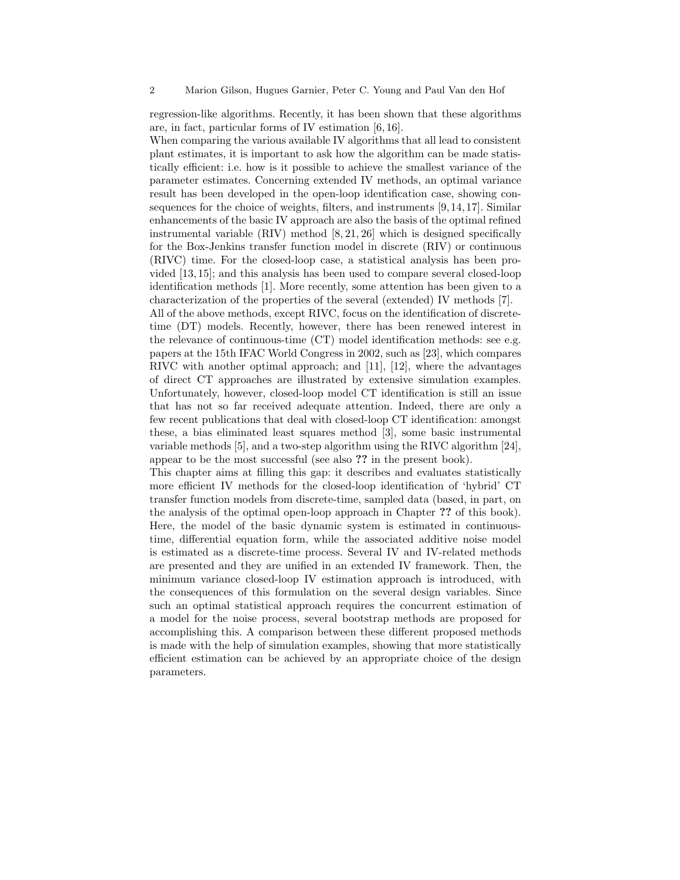regression-like algorithms. Recently, it has been shown that these algorithms are, in fact, particular forms of IV estimation [6, 16].

When comparing the various available IV algorithms that all lead to consistent plant estimates, it is important to ask how the algorithm can be made statistically efficient: i.e. how is it possible to achieve the smallest variance of the parameter estimates. Concerning extended IV methods, an optimal variance result has been developed in the open-loop identification case, showing consequences for the choice of weights, filters, and instruments [9, 14, 17]. Similar enhancements of the basic IV approach are also the basis of the optimal refined instrumental variable (RIV) method [8, 21, 26] which is designed specifically for the Box-Jenkins transfer function model in discrete (RIV) or continuous (RIVC) time. For the closed-loop case, a statistical analysis has been provided [13, 15]; and this analysis has been used to compare several closed-loop identification methods [1]. More recently, some attention has been given to a characterization of the properties of the several (extended) IV methods [7].

All of the above methods, except RIVC, focus on the identification of discrete-time (DT) models. Recently, however, there has been renewed interest in the relevance of continuous-time (CT) model identification methods: see e.g. papers at the 15th IFAC World Congress in 2002, such as [23], which compares RIVC with another optimal approach; and [11], [12], where the advantages of direct CT approaches are illustrated by extensive simulation examples. Unfortunately, however, closed-loop model CT identification is still an issue that has not so far received adequate attention. Indeed, there are only a few recent publications that deal with closed-loop CT identification: amongst these, a bias eliminated least squares method [3], some basic instrumental variable methods [5], and a two-step algorithm using the RIVC algorithm [24], appear to be the most successful (see also **??** in the present book).

This chapter aims at filling this gap: it describes and evaluates statistically more efficient IV methods for the closed-loop identification of 'hybrid' CT transfer function models from discrete-time, sampled data (based, in part, on the analysis of the optimal open-loop approach in Chapter **??** of this book). Here, the model of the basic dynamic system is estimated in continuous-time, differential equation form, while the associated additive noise model is estimated as a discrete-time process. Several IV and IV-related methods are presented and they are unified in an extended IV framework. Then, the minimum variance closed-loop IV estimation approach is introduced, with the consequences of this formulation on the several design variables. Since such an optimal statistical approach requires the concurrent estimation of a model for the noise process, several bootstrap methods are proposed for accomplishing this. A comparison between these different proposed methods is made with the help of simulation examples, showing that more statistically efficient estimation can be achieved by an appropriate choice of the design parameters.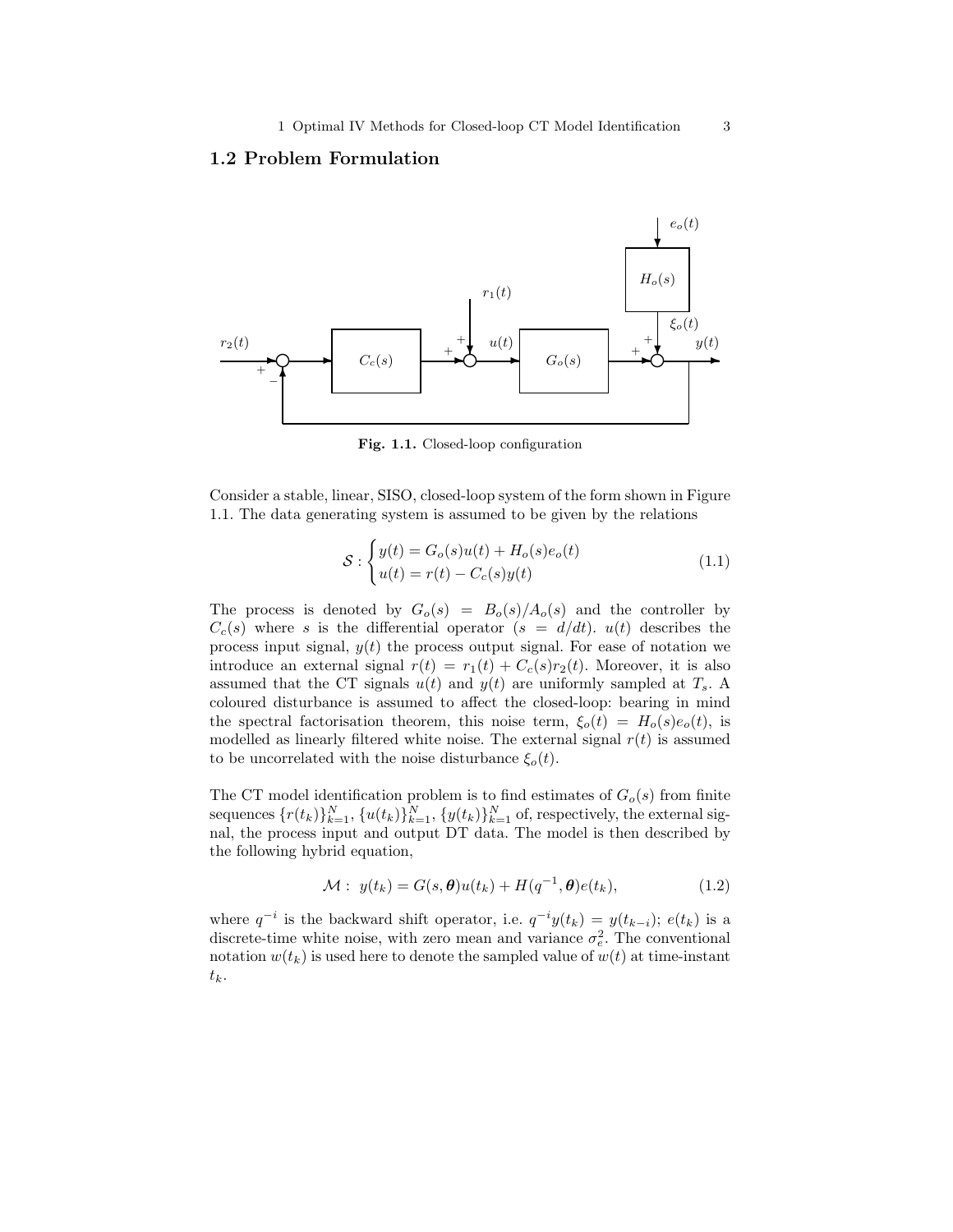## 1.2 Problem Formulation

Fig. 1.1. Closed-loop configuration

Consider a stable, linear, SISO, closed-loop system of the form shown in Figure 1.1. The data generating system is assumed to be given by the relations

$$\mathcal{S} : \begin{cases} y(t) = G_o(s)u(t) + H_o(s)e_o(t) \\ u(t) = r(t) - C_c(s)y(t) \end{cases} \tag{1.1}$$

The process is denoted by $G_o(s) = B_o(s)/A_o(s)$ and the controller by $C_c(s)$ where $s$ is the differential operator ($s = d/dt$). $u(t)$ describes the process input signal, $y(t)$ the process output signal. For ease of notation we introduce an external signal $r(t) = r_1(t) + C_c(s)r_2(t)$. Moreover, it is also assumed that the CT signals $u(t)$ and $y(t)$ are uniformly sampled at $T_s$. A coloured disturbance is assumed to affect the closed-loop: bearing in mind the spectral factorisation theorem, this noise term, $\xi_o(t) = H_o(s)e_o(t)$, is modelled as linearly filtered white noise. The external signal $r(t)$ is assumed to be uncorrelated with the noise disturbance $\xi_o(t)$.

The CT model identification problem is to find estimates of $G_o(s)$ from finite sequences $\{r(t_k)\}_{k=1}^N$, $\{u(t_k)\}_{k=1}^N$, $\{y(t_k)\}_{k=1}^N$ of, respectively, the external signal, the process input and output DT data. The model is then described by the following hybrid equation,

$$\mathcal{M} : \; y(t_k) = G(s, \boldsymbol{\theta})u(t_k) + H(q^{-1}, \boldsymbol{\theta})e(t_k), \tag{1.2}$$

where $q^{-i}$ is the backward shift operator, i.e. $q^{-i}y(t_k) = y(t_{k-i})$; $e(t_k)$ is a discrete-time white noise, with zero mean and variance $\sigma_e^2$. The conventional notation $w(t_k)$ is used here to denote the sampled value of $w(t)$ at time-instant $t_k$.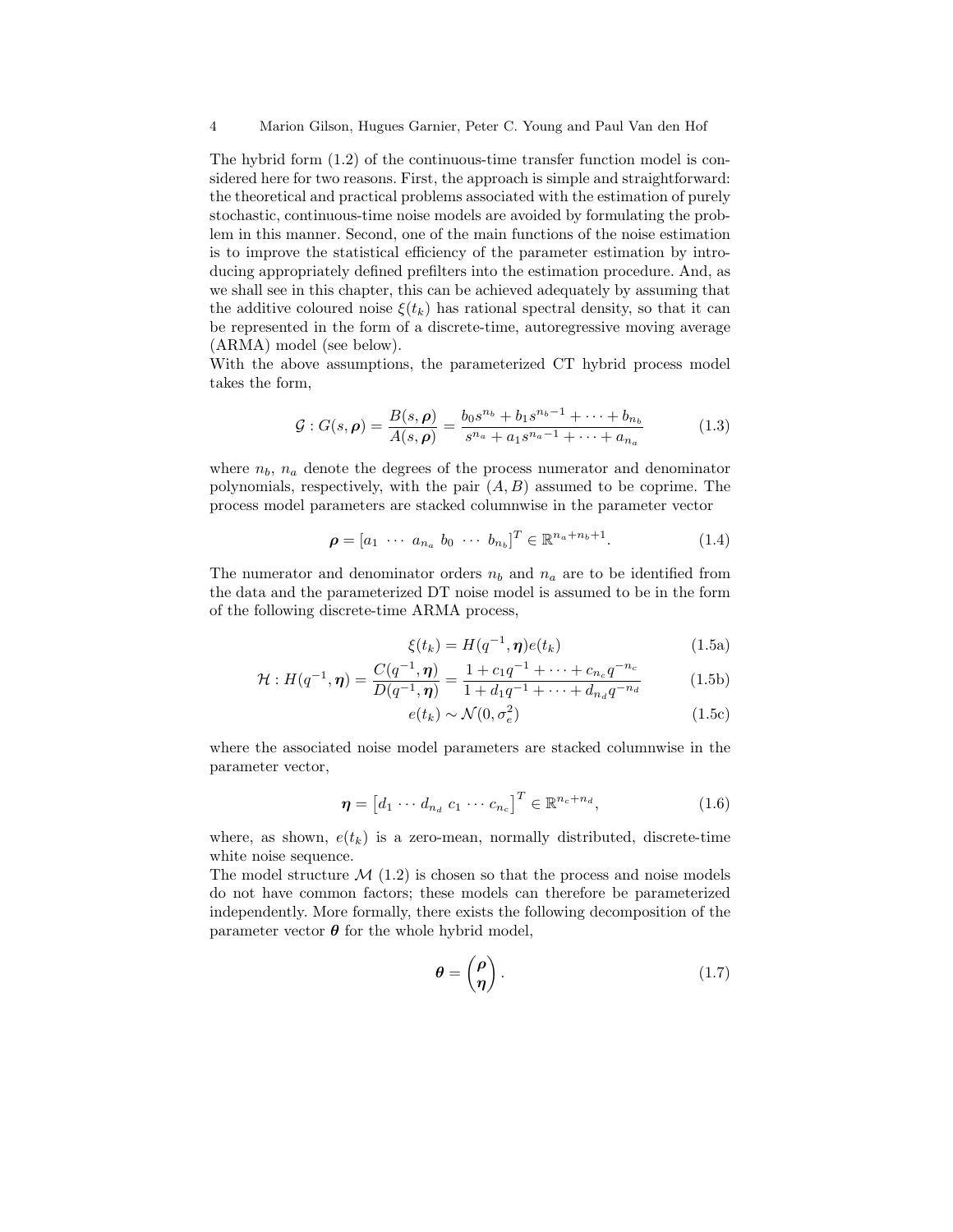The hybrid form (1.2) of the continuous-time transfer function model is considered here for two reasons. First, the approach is simple and straightforward: the theoretical and practical problems associated with the estimation of purely stochastic, continuous-time noise models are avoided by formulating the problem in this manner. Second, one of the main functions of the noise estimation is to improve the statistical efficiency of the parameter estimation by introducing appropriately defined prefilters into the estimation procedure. And, as we shall see in this chapter, this can be achieved adequately by assuming that the additive coloured noise $\xi(t_k)$ has rational spectral density, so that it can be represented in the form of a discrete-time, autoregressive moving average (ARMA) model (see below).

With the above assumptions, the parameterized CT hybrid process model takes the form,

$$\mathcal{G} : G(s, \boldsymbol{\rho}) = \frac{B(s, \boldsymbol{\rho})}{A(s, \boldsymbol{\rho})} = \frac{b_0 s^{n_b} + b_1 s^{n_b - 1} + \cdots + b_{n_b}}{s^{n_a} + a_1 s^{n_a - 1} + \cdots + a_{n_a}} \tag{1.3}$$

where $n_b$, $n_a$ denote the degrees of the process numerator and denominator polynomials, respectively, with the pair $(A, B)$ assumed to be coprime. The process model parameters are stacked columnwise in the parameter vector

$$\boldsymbol{\rho} = [a_1 \ \cdots \ a_{n_a} \ b_0 \ \cdots \ b_{n_b}]^T \in \mathbb{R}^{n_a + n_b + 1}. \tag{1.4}$$

The numerator and denominator orders $n_b$ and $n_a$ are to be identified from the data and the parameterized DT noise model is assumed to be in the form of the following discrete-time ARMA process,

$$\xi(t_k) = H(q^{-1}, \boldsymbol{\eta}) e(t_k) \tag{1.5a}$$

$$\mathcal{H} : H(q^{-1}, \boldsymbol{\eta}) = \frac{C(q^{-1}, \boldsymbol{\eta})}{D(q^{-1}, \boldsymbol{\eta})} = \frac{1 + c_1 q^{-1} + \cdots + c_{n_c} q^{-n_c}}{1 + d_1 q^{-1} + \cdots + d_{n_d} q^{-n_d}} \tag{1.5b}$$

$$e(t_k) \sim \mathcal{N}(0, \sigma_e^2) \tag{1.5c}$$

where the associated noise model parameters are stacked columnwise in the parameter vector,

$$\boldsymbol{\eta} = \begin{bmatrix} d_1 \cdots d_{n_d} \ c_1 \cdots c_{n_c} \end{bmatrix}^T \in \mathbb{R}^{n_c + n_d}, \tag{1.6}$$

where, as shown, $e(t_k)$ is a zero-mean, normally distributed, discrete-time white noise sequence.

The model structure $\mathcal{M}$ (1.2) is chosen so that the process and noise models do not have common factors; these models can therefore be parameterized independently. More formally, there exists the following decomposition of the parameter vector $\boldsymbol{\theta}$ for the whole hybrid model,

$$\boldsymbol{\theta} = \begin{pmatrix} \boldsymbol{\rho} \\ \boldsymbol{\eta} \end{pmatrix}. \tag{1.7}$$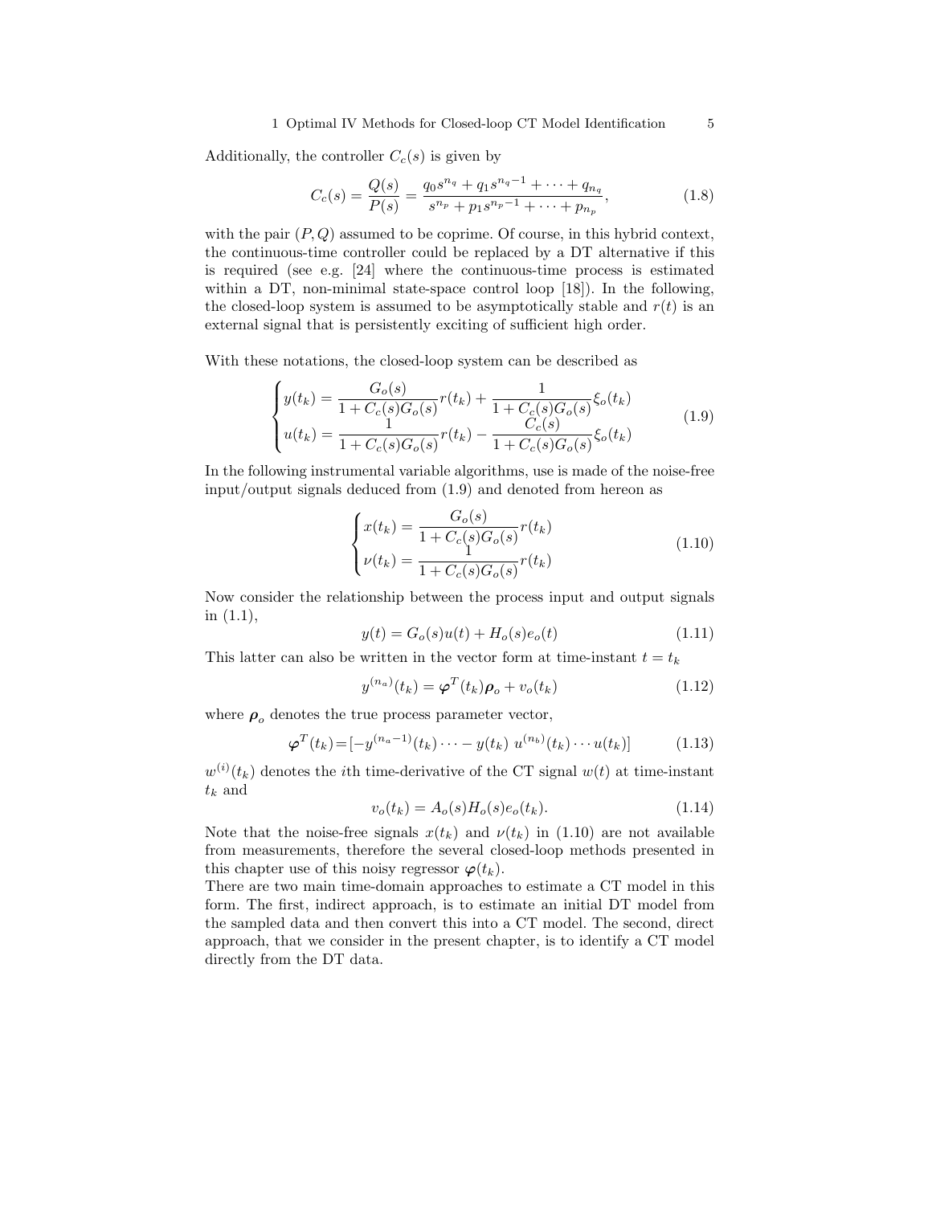Additionally, the controller $C_c(s)$ is given by

$$C_c(s) = \frac{Q(s)}{P(s)} = \frac{q_0 s^{n_q} + q_1 s^{n_q - 1} + \cdots + q_{n_q}}{s^{n_p} + p_1 s^{n_p - 1} + \cdots + p_{n_p}}, \tag{1.8}$$

with the pair $(P, Q)$ assumed to be coprime. Of course, in this hybrid context, the continuous-time controller could be replaced by a DT alternative if this is required (see e.g. [24] where the continuous-time process is estimated within a DT, non-minimal state-space control loop [18]). In the following, the closed-loop system is assumed to be asymptotically stable and $r(t)$ is an external signal that is persistently exciting of sufficient high order.

With these notations, the closed-loop system can be described as

$$\begin{cases} y(t_k) = \dfrac{G_o(s)}{1 + C_c(s)G_o(s)} r(t_k) + \dfrac{1}{1 + C_c(s)G_o(s)} \xi_o(t_k) \\ u(t_k) = \dfrac{1}{1 + C_c(s)G_o(s)} r(t_k) - \dfrac{C_c(s)}{1 + C_c(s)G_o(s)} \xi_o(t_k) \end{cases} \tag{1.9}$$

In the following instrumental variable algorithms, use is made of the noise-free input/output signals deduced from (1.9) and denoted from hereon as

$$\begin{cases} x(t_k) = \dfrac{G_o(s)}{1 + C_c(s)G_o(s)} r(t_k) \\ \nu(t_k) = \dfrac{1}{1 + C_c(s)G_o(s)} r(t_k) \end{cases} \tag{1.10}$$

Now consider the relationship between the process input and output signals in (1.1),

$$y(t) = G_o(s)u(t) + H_o(s)e_o(t) \tag{1.11}$$

This latter can also be written in the vector form at time-instant $t = t_k$

$$y^{(n_a)}(t_k) = \boldsymbol{\varphi}^T(t_k)\boldsymbol{\rho}_o + v_o(t_k) \tag{1.12}$$

where $\boldsymbol{\rho}_o$ denotes the true process parameter vector,

$$\boldsymbol{\varphi}^T(t_k) = [-y^{(n_a-1)}(t_k) \cdots - y(t_k) \; u^{(n_b)}(t_k) \cdots u(t_k)] \tag{1.13}$$

$w^{(i)}(t_k)$ denotes the $i$th time-derivative of the CT signal $w(t)$ at time-instant $t_k$ and

$$v_o(t_k) = A_o(s)H_o(s)e_o(t_k). \tag{1.14}$$

Note that the noise-free signals $x(t_k)$ and $\nu(t_k)$ in (1.10) are not available from measurements, therefore the several closed-loop methods presented in this chapter use of this noisy regressor $\boldsymbol{\varphi}(t_k)$.

There are two main time-domain approaches to estimate a CT model in this form. The first, indirect approach, is to estimate an initial DT model from the sampled data and then convert this into a CT model. The second, direct approach, that we consider in the present chapter, is to identify a CT model directly from the DT data.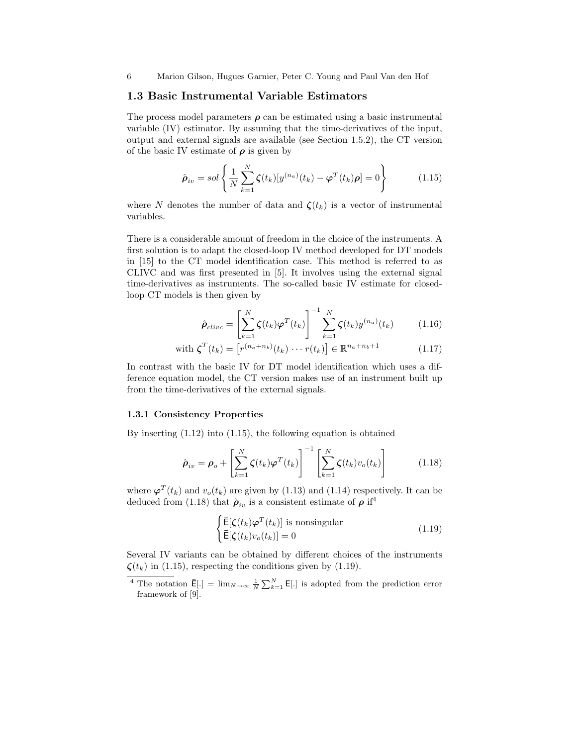## 1.3 Basic Instrumental Variable Estimators

The process model parameters $\boldsymbol{\rho}$ can be estimated using a basic instrumental variable (IV) estimator. By assuming that the time-derivatives of the input, output and external signals are available (see Section 1.5.2), the CT version of the basic IV estimate of $\boldsymbol{\rho}$ is given by

$$\hat{\boldsymbol{\rho}}_{iv} = sol\left\{\frac{1}{N}\sum_{k=1}^{N}\boldsymbol{\zeta}(t_k)[y^{(n_a)}(t_k) - \boldsymbol{\varphi}^T(t_k)\boldsymbol{\rho}] = 0\right\} \tag{1.15}$$

where $N$ denotes the number of data and $\boldsymbol{\zeta}(t_k)$ is a vector of instrumental variables.

There is a considerable amount of freedom in the choice of the instruments. A first solution is to adapt the closed-loop IV method developed for DT models in [15] to the CT model identification case. This method is referred to as CLIVC and was first presented in [5]. It involves using the external signal time-derivatives as instruments. The so-called basic IV estimate for closed-loop CT models is then given by

$$\hat{\boldsymbol{\rho}}_{clivc} = \left[\sum_{k=1}^{N}\boldsymbol{\zeta}(t_k)\boldsymbol{\varphi}^T(t_k)\right]^{-1}\sum_{k=1}^{N}\boldsymbol{\zeta}(t_k)y^{(n_a)}(t_k) \tag{1.16}$$

$$\text{with } \boldsymbol{\zeta}^T(t_k) = \left[r^{(n_a+n_b)}(t_k)\ \cdots\ r(t_k)\right] \in \mathbb{R}^{n_a+n_b+1} \tag{1.17}$$

In contrast with the basic IV for DT model identification which uses a difference equation model, the CT version makes use of an instrument built up from the time-derivatives of the external signals.

### 1.3.1 Consistency Properties

By inserting (1.12) into (1.15), the following equation is obtained

$$\hat{\boldsymbol{\rho}}_{iv} = \boldsymbol{\rho}_o + \left[\sum_{k=1}^{N}\boldsymbol{\zeta}(t_k)\boldsymbol{\varphi}^T(t_k)\right]^{-1}\left[\sum_{k=1}^{N}\boldsymbol{\zeta}(t_k)v_o(t_k)\right] \tag{1.18}$$

where $\boldsymbol{\varphi}^T(t_k)$ and $v_o(t_k)$ are given by (1.13) and (1.14) respectively. It can be deduced from (1.18) that $\hat{\boldsymbol{\rho}}_{iv}$ is a consistent estimate of $\boldsymbol{\rho}$ if[4]

$$\begin{cases} \bar{\mathsf{E}}[\boldsymbol{\zeta}(t_k)\boldsymbol{\varphi}^T(t_k)] \text{ is nonsingular} \\ \bar{\mathsf{E}}[\boldsymbol{\zeta}(t_k)v_o(t_k)] = 0 \end{cases} \tag{1.19}$$

Several IV variants can be obtained by different choices of the instruments $\boldsymbol{\zeta}(t_k)$ in (1.15), respecting the conditions given by (1.19).

[4] The notation $\bar{\mathsf{E}}[.] = \lim_{N\to\infty}\frac{1}{N}\sum_{k=1}^{N}\mathsf{E}[.]$ is adopted from the prediction error framework of [9].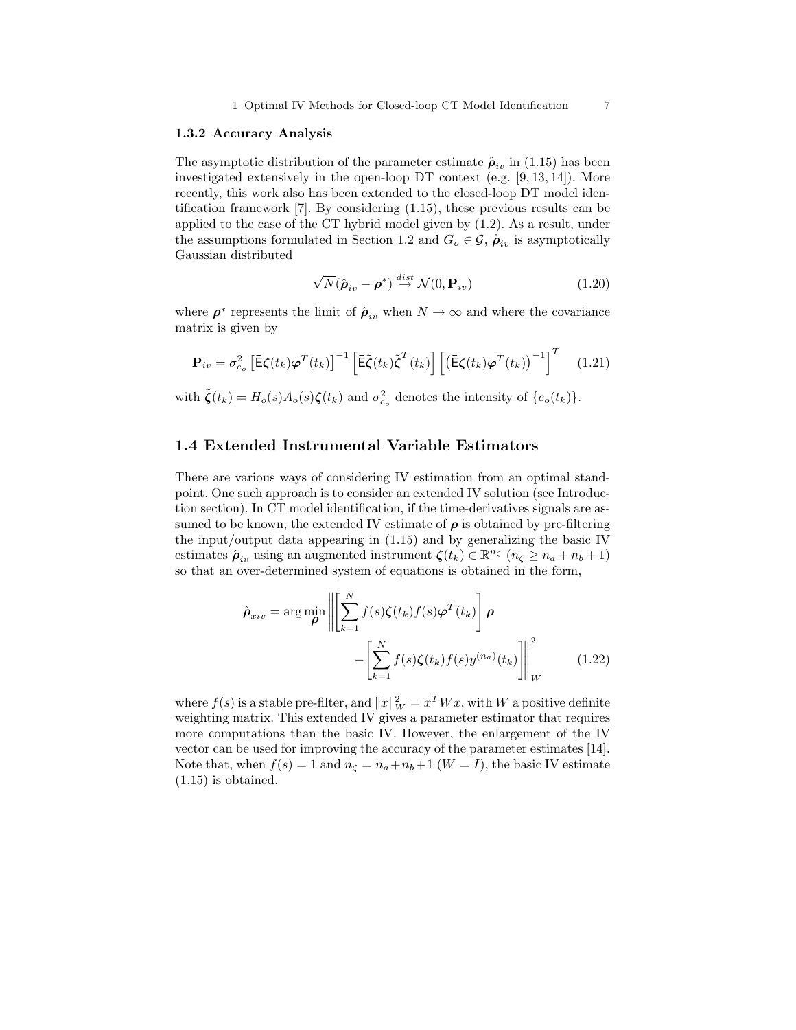### 1.3.2 Accuracy Analysis

The asymptotic distribution of the parameter estimate $\hat{\boldsymbol{\rho}}_{iv}$ in (1.15) has been investigated extensively in the open-loop DT context (e.g. [9, 13, 14]). More recently, this work also has been extended to the closed-loop DT model identification framework [7]. By considering (1.15), these previous results can be applied to the case of the CT hybrid model given by (1.2). As a result, under the assumptions formulated in Section 1.2 and $G_o \in \mathcal{G}$, $\hat{\boldsymbol{\rho}}_{iv}$ is asymptotically Gaussian distributed

$$\sqrt{N}(\hat{\boldsymbol{\rho}}_{iv} - \boldsymbol{\rho}^*) \overset{dist}{\rightarrow} \mathcal{N}(0, \mathbf{P}_{iv}) \tag{1.20}$$

where $\boldsymbol{\rho}^*$ represents the limit of $\hat{\boldsymbol{\rho}}_{iv}$ when $N \rightarrow \infty$ and where the covariance matrix is given by

$$\mathbf{P}_{iv} = \sigma_{e_o}^2 \left[\bar{\mathsf{E}}\boldsymbol{\zeta}(t_k)\boldsymbol{\varphi}^T(t_k)\right]^{-1} \left[\bar{\mathsf{E}}\tilde{\boldsymbol{\zeta}}(t_k)\tilde{\boldsymbol{\zeta}}^T(t_k)\right] \left[\left(\bar{\mathsf{E}}\boldsymbol{\zeta}(t_k)\boldsymbol{\varphi}^T(t_k)\right)^{-1}\right]^T \tag{1.21}$$

with $\tilde{\boldsymbol{\zeta}}(t_k) = H_o(s)A_o(s)\boldsymbol{\zeta}(t_k)$ and $\sigma_{e_o}^2$ denotes the intensity of $\{e_o(t_k)\}$.

## 1.4 Extended Instrumental Variable Estimators

There are various ways of considering IV estimation from an optimal standpoint. One such approach is to consider an extended IV solution (see Introduction section). In CT model identification, if the time-derivatives signals are assumed to be known, the extended IV estimate of $\boldsymbol{\rho}$ is obtained by pre-filtering the input/output data appearing in (1.15) and by generalizing the basic IV estimates $\hat{\boldsymbol{\rho}}_{iv}$ using an augmented instrument $\boldsymbol{\zeta}(t_k) \in \mathbb{R}^{n_\zeta}$ ($n_\zeta \geq n_a + n_b + 1$) so that an over-determined system of equations is obtained in the form,

$$\hat{\boldsymbol{\rho}}_{xiv} = \arg\min_{\boldsymbol{\rho}} \left\| \left[\sum_{k=1}^{N} f(s)\boldsymbol{\zeta}(t_k) f(s)\boldsymbol{\varphi}^T(t_k)\right] \boldsymbol{\rho} - \left[\sum_{k=1}^{N} f(s)\boldsymbol{\zeta}(t_k) f(s) y^{(n_a)}(t_k)\right] \right\|_W^2 \tag{1.22}$$

where $f(s)$ is a stable pre-filter, and $\|x\|_W^2 = x^T W x$, with $W$ a positive definite weighting matrix. This extended IV gives a parameter estimator that requires more computations than the basic IV. However, the enlargement of the IV vector can be used for improving the accuracy of the parameter estimates [14]. Note that, when $f(s) = 1$ and $n_\zeta = n_a + n_b + 1$ ($W = I$), the basic IV estimate (1.15) is obtained.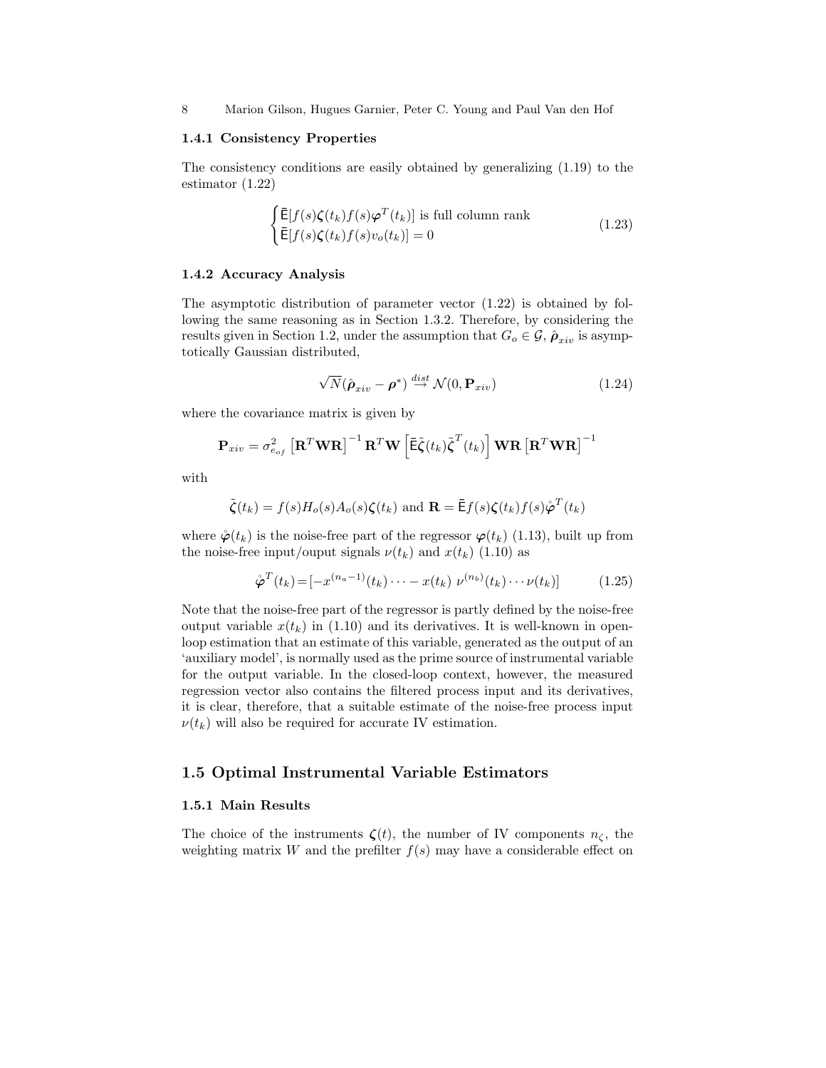### 1.4.1 Consistency Properties

The consistency conditions are easily obtained by generalizing (1.19) to the estimator (1.22)

$$\begin{cases} \bar{\mathsf{E}}[f(s)\boldsymbol{\zeta}(t_k)f(s)\boldsymbol{\varphi}^T(t_k)] \text{ is full column rank} \\ \bar{\mathsf{E}}[f(s)\boldsymbol{\zeta}(t_k)f(s)v_o(t_k)] = 0 \end{cases} \tag{1.23}$$

### 1.4.2 Accuracy Analysis

The asymptotic distribution of parameter vector (1.22) is obtained by following the same reasoning as in Section 1.3.2. Therefore, by considering the results given in Section 1.2, under the assumption that $G_o \in \mathcal{G}$, $\hat{\boldsymbol{\rho}}_{xiv}$ is asymptotically Gaussian distributed,

$$\sqrt{N}(\hat{\boldsymbol{\rho}}_{xiv} - \boldsymbol{\rho}^*) \overset{dist}{\rightarrow} \mathcal{N}(0, \mathbf{P}_{xiv}) \tag{1.24}$$

where the covariance matrix is given by

$$\mathbf{P}_{xiv} = \sigma_{e_{of}}^2 \left[\mathbf{R}^T\mathbf{W}\mathbf{R}\right]^{-1} \mathbf{R}^T\mathbf{W} \left[\bar{\mathsf{E}}\tilde{\boldsymbol{\zeta}}(t_k)\tilde{\boldsymbol{\zeta}}^T(t_k)\right] \mathbf{W}\mathbf{R} \left[\mathbf{R}^T\mathbf{W}\mathbf{R}\right]^{-1}$$

with

$$\tilde{\boldsymbol{\zeta}}(t_k) = f(s)H_o(s)A_o(s)\boldsymbol{\zeta}(t_k) \text{ and } \mathbf{R} = \bar{\mathsf{E}}f(s)\boldsymbol{\zeta}(t_k)f(s)\mathring{\boldsymbol{\varphi}}^T(t_k)$$

where $\mathring{\boldsymbol{\varphi}}(t_k)$ is the noise-free part of the regressor $\boldsymbol{\varphi}(t_k)$ (1.13), built up from the noise-free input/ouput signals $\nu(t_k)$ and $x(t_k)$ (1.10) as

$$\mathring{\boldsymbol{\varphi}}^T(t_k) = [-x^{(n_a-1)}(t_k) \cdots - x(t_k)\ \nu^{(n_b)}(t_k) \cdots \nu(t_k)] \tag{1.25}$$

Note that the noise-free part of the regressor is partly defined by the noise-free output variable $x(t_k)$ in (1.10) and its derivatives. It is well-known in open-loop estimation that an estimate of this variable, generated as the output of an 'auxiliary model', is normally used as the prime source of instrumental variable for the output variable. In the closed-loop context, however, the measured regression vector also contains the filtered process input and its derivatives, it is clear, therefore, that a suitable estimate of the noise-free process input $\nu(t_k)$ will also be required for accurate IV estimation.

## 1.5 Optimal Instrumental Variable Estimators

### 1.5.1 Main Results

The choice of the instruments $\boldsymbol{\zeta}(t)$, the number of IV components $n_\zeta$, the weighting matrix $W$ and the prefilter $f(s)$ may have a considerable effect on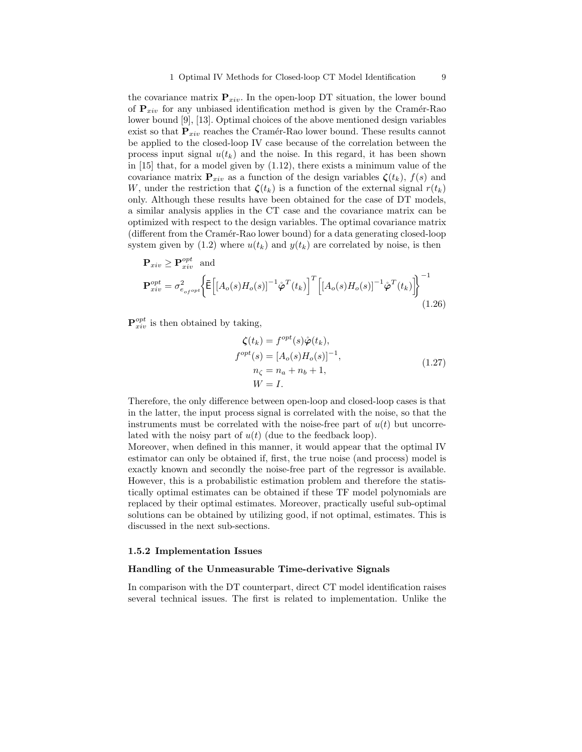the covariance matrix $\mathbf{P}_{xiv}$. In the open-loop DT situation, the lower bound of $\mathbf{P}_{xiv}$ for any unbiased identification method is given by the Cramér-Rao lower bound [9], [13]. Optimal choices of the above mentioned design variables exist so that $\mathbf{P}_{xiv}$ reaches the Cramér-Rao lower bound. These results cannot be applied to the closed-loop IV case because of the correlation between the process input signal $u(t_k)$ and the noise. In this regard, it has been shown in [15] that, for a model given by (1.12), there exists a minimum value of the covariance matrix $\mathbf{P}_{xiv}$ as a function of the design variables $\boldsymbol{\zeta}(t_k)$, $f(s)$ and $W$, under the restriction that $\boldsymbol{\zeta}(t_k)$ is a function of the external signal $r(t_k)$ only. Although these results have been obtained for the case of DT models, a similar analysis applies in the CT case and the covariance matrix can be optimized with respect to the design variables. The optimal covariance matrix (different from the Cramér-Rao lower bound) for a data generating closed-loop system given by (1.2) where $u(t_k)$ and $y(t_k)$ are correlated by noise, is then

$$
\begin{aligned}
&\mathbf{P}_{xiv} \geq \mathbf{P}_{xiv}^{opt} \quad \text{and} \\
&\mathbf{P}_{xiv}^{opt} = \sigma^2_{e_{o^{f^{opt}}}} \left\{ \bar{\mathsf{E}}\left[ [A_o(s)H_o(s)]^{-1} \mathring{\boldsymbol{\varphi}}^T(t_k) \right]^T \left[ [A_o(s)H_o(s)]^{-1} \mathring{\boldsymbol{\varphi}}^T(t_k) \right] \right\}^{-1}
\end{aligned}
\tag{1.26}
$$

$\mathbf{P}_{xiv}^{opt}$ is then obtained by taking,

$$
\begin{aligned}
\boldsymbol{\zeta}(t_k) &= f^{opt}(s)\mathring{\boldsymbol{\varphi}}(t_k), \\
f^{opt}(s) &= [A_o(s)H_o(s)]^{-1}, \\
n_\zeta &= n_a + n_b + 1, \\
W &= I.
\end{aligned}
\tag{1.27}
$$

Therefore, the only difference between open-loop and closed-loop cases is that in the latter, the input process signal is correlated with the noise, so that the instruments must be correlated with the noise-free part of $u(t)$ but uncorrelated with the noisy part of $u(t)$ (due to the feedback loop).
Moreover, when defined in this manner, it would appear that the optimal IV estimator can only be obtained if, first, the true noise (and process) model is exactly known and secondly the noise-free part of the regressor is available. However, this is a probabilistic estimation problem and therefore the statistically optimal estimates can be obtained if these TF model polynomials are replaced by their optimal estimates. Moreover, practically useful sub-optimal solutions can be obtained by utilizing good, if not optimal, estimates. This is discussed in the next sub-sections.

### 1.5.2 Implementation Issues

#### Handling of the Unmeasurable Time-derivative Signals

In comparison with the DT counterpart, direct CT model identification raises several technical issues. The first is related to implementation. Unlike the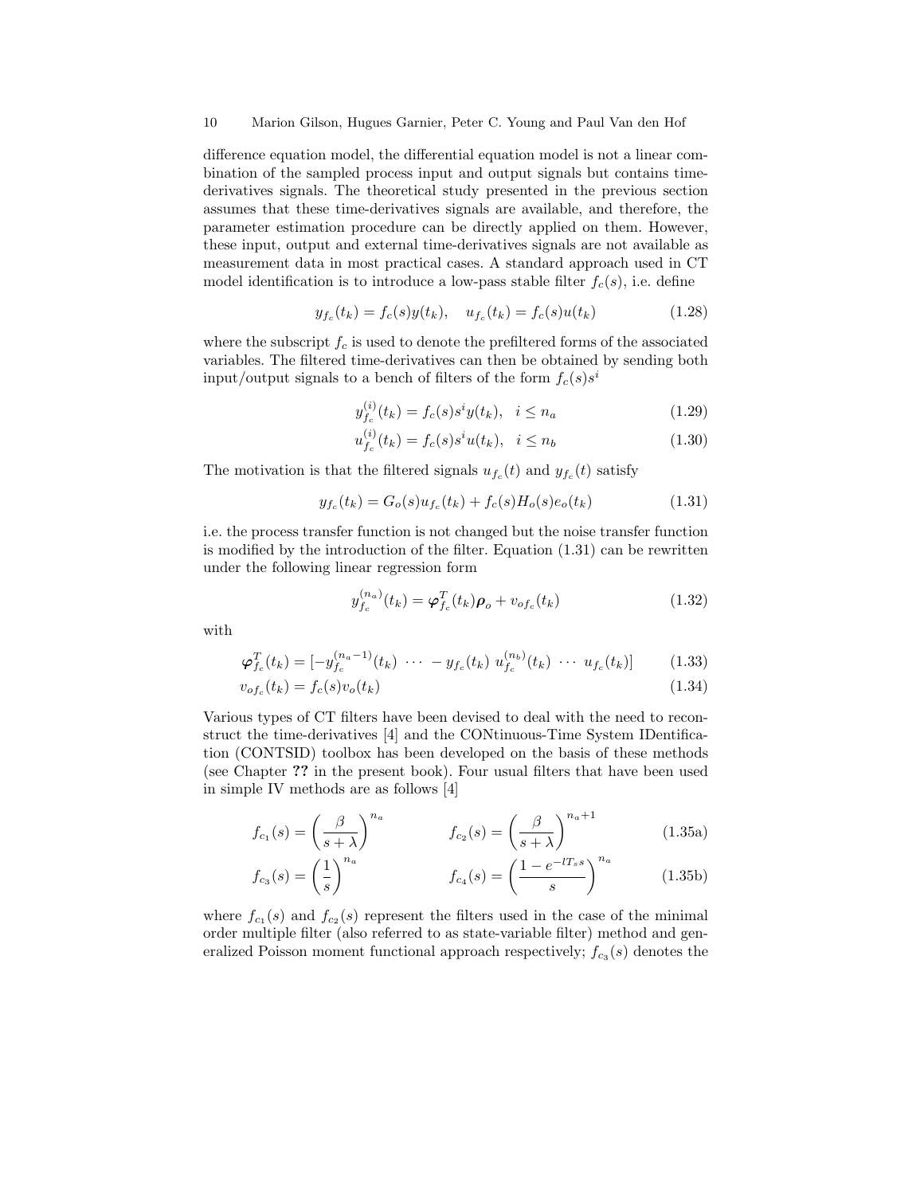difference equation model, the differential equation model is not a linear combination of the sampled process input and output signals but contains time-derivatives signals. The theoretical study presented in the previous section assumes that these time-derivatives signals are available, and therefore, the parameter estimation procedure can be directly applied on them. However, these input, output and external time-derivatives signals are not available as measurement data in most practical cases. A standard approach used in CT model identification is to introduce a low-pass stable filter $f_c(s)$, i.e. define

$$y_{f_c}(t_k) = f_c(s)y(t_k), \quad u_{f_c}(t_k) = f_c(s)u(t_k) \tag{1.28}$$

where the subscript $f_c$ is used to denote the prefiltered forms of the associated variables. The filtered time-derivatives can then be obtained by sending both input/output signals to a bench of filters of the form $f_c(s)s^i$

$$y_{f_c}^{(i)}(t_k) = f_c(s)s^i y(t_k), \quad i \leq n_a \tag{1.29}$$

$$u_{f_c}^{(i)}(t_k) = f_c(s)s^i u(t_k), \quad i \leq n_b \tag{1.30}$$

The motivation is that the filtered signals $u_{f_c}(t)$ and $y_{f_c}(t)$ satisfy

$$y_{f_c}(t_k) = G_o(s)u_{f_c}(t_k) + f_c(s)H_o(s)e_o(t_k) \tag{1.31}$$

i.e. the process transfer function is not changed but the noise transfer function is modified by the introduction of the filter. Equation (1.31) can be rewritten under the following linear regression form

$$y_{f_c}^{(n_a)}(t_k) = \boldsymbol{\varphi}_{f_c}^T(t_k)\boldsymbol{\rho}_o + v_{of_c}(t_k) \tag{1.32}$$

with

$$\boldsymbol{\varphi}_{f_c}^T(t_k) = [-y_{f_c}^{(n_a-1)}(t_k) \ \cdots \ -y_{f_c}(t_k) \ u_{f_c}^{(n_b)}(t_k) \ \cdots \ u_{f_c}(t_k)] \tag{1.33}$$

$$v_{of_c}(t_k) = f_c(s)v_o(t_k) \tag{1.34}$$

Various types of CT filters have been devised to deal with the need to reconstruct the time-derivatives [4] and the CONtinuous-Time System IDentification (CONTSID) toolbox has been developed on the basis of these methods (see Chapter **??** in the present book). Four usual filters that have been used in simple IV methods are as follows [4]

$$f_{c_1}(s) = \left(\frac{\beta}{s+\lambda}\right)^{n_a} \qquad f_{c_2}(s) = \left(\frac{\beta}{s+\lambda}\right)^{n_a+1} \tag{1.35a}$$

$$f_{c_3}(s) = \left(\frac{1}{s}\right)^{n_a} \qquad f_{c_4}(s) = \left(\frac{1-e^{-lT_s s}}{s}\right)^{n_a} \tag{1.35b}$$

where $f_{c_1}(s)$ and $f_{c_2}(s)$ represent the filters used in the case of the minimal order multiple filter (also referred to as state-variable filter) method and generalized Poisson moment functional approach respectively; $f_{c_3}(s)$ denotes the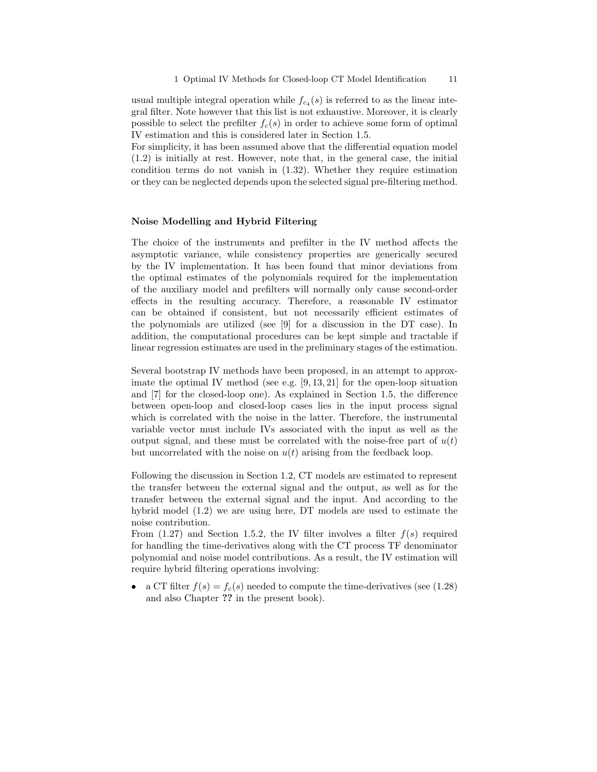usual multiple integral operation while $f_{c_4}(s)$ is referred to as the linear integral filter. Note however that this list is not exhaustive. Moreover, it is clearly possible to select the prefilter $f_c(s)$ in order to achieve some form of optimal IV estimation and this is considered later in Section 1.5.

For simplicity, it has been assumed above that the differential equation model (1.2) is initially at rest. However, note that, in the general case, the initial condition terms do not vanish in (1.32). Whether they require estimation or they can be neglected depends upon the selected signal pre-filtering method.

### Noise Modelling and Hybrid Filtering

The choice of the instruments and prefilter in the IV method affects the asymptotic variance, while consistency properties are generically secured by the IV implementation. It has been found that minor deviations from the optimal estimates of the polynomials required for the implementation of the auxiliary model and prefilters will normally only cause second-order effects in the resulting accuracy. Therefore, a reasonable IV estimator can be obtained if consistent, but not necessarily efficient estimates of the polynomials are utilized (see [9] for a discussion in the DT case). In addition, the computational procedures can be kept simple and tractable if linear regression estimates are used in the preliminary stages of the estimation.

Several bootstrap IV methods have been proposed, in an attempt to approximate the optimal IV method (see e.g. [9, 13, 21] for the open-loop situation and [7] for the closed-loop one). As explained in Section 1.5, the difference between open-loop and closed-loop cases lies in the input process signal which is correlated with the noise in the latter. Therefore, the instrumental variable vector must include IVs associated with the input as well as the output signal, and these must be correlated with the noise-free part of $u(t)$ but uncorrelated with the noise on $u(t)$ arising from the feedback loop.

Following the discussion in Section 1.2, CT models are estimated to represent the transfer between the external signal and the output, as well as for the transfer between the external signal and the input. And according to the hybrid model (1.2) we are using here, DT models are used to estimate the noise contribution.

From (1.27) and Section 1.5.2, the IV filter involves a filter $f(s)$ required for handling the time-derivatives along with the CT process TF denominator polynomial and noise model contributions. As a result, the IV estimation will require hybrid filtering operations involving:

- a CT filter $f(s) = f_c(s)$ needed to compute the time-derivatives (see (1.28) and also Chapter **??** in the present book).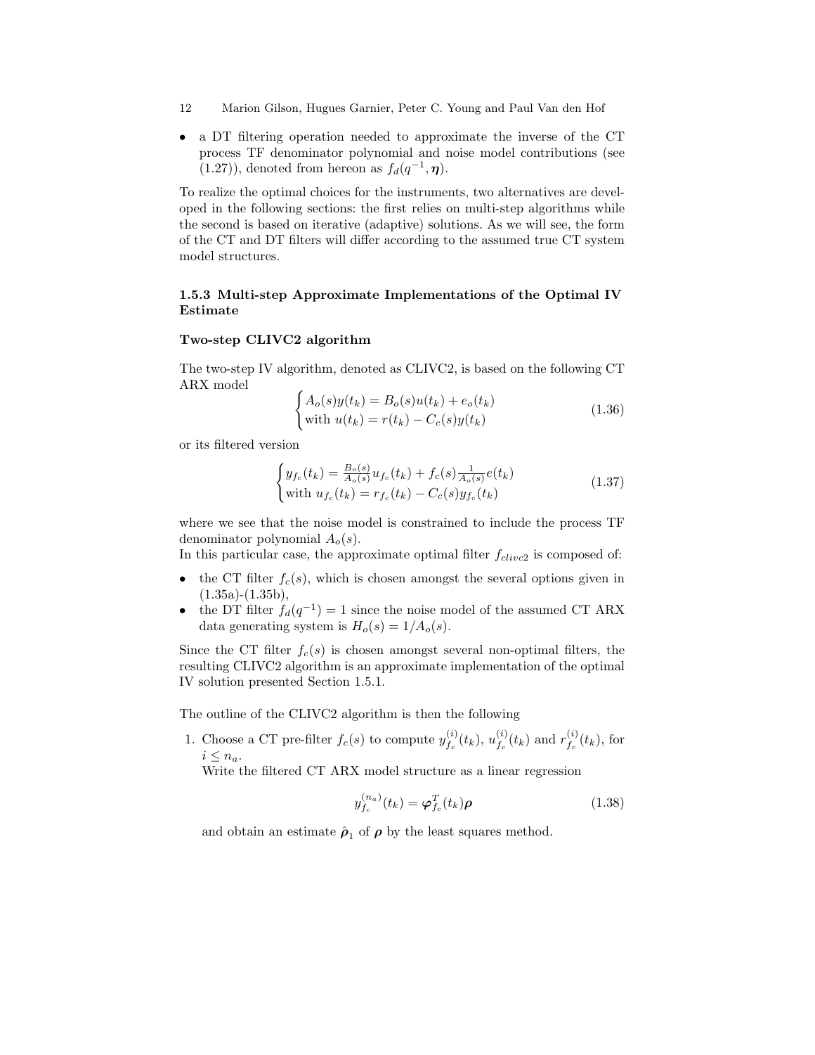- a DT filtering operation needed to approximate the inverse of the CT process TF denominator polynomial and noise model contributions (see (1.27)), denoted from hereon as $f_d(q^{-1}, \boldsymbol{\eta})$.

To realize the optimal choices for the instruments, two alternatives are developed in the following sections: the first relies on multi-step algorithms while the second is based on iterative (adaptive) solutions. As we will see, the form of the CT and DT filters will differ according to the assumed true CT system model structures.

### 1.5.3 Multi-step Approximate Implementations of the Optimal IV Estimate

#### Two-step CLIVC2 algorithm

The two-step IV algorithm, denoted as CLIVC2, is based on the following CT ARX model

$$\begin{cases} A_o(s)y(t_k) = B_o(s)u(t_k) + e_o(t_k) \\ \text{with } u(t_k) = r(t_k) - C_c(s)y(t_k) \end{cases} \tag{1.36}$$

or its filtered version

$$\begin{cases} y_{f_c}(t_k) = \frac{B_o(s)}{A_o(s)} u_{f_c}(t_k) + f_c(s) \frac{1}{A_o(s)} e(t_k) \\ \text{with } u_{f_c}(t_k) = r_{f_c}(t_k) - C_c(s) y_{f_c}(t_k) \end{cases} \tag{1.37}$$

where we see that the noise model is constrained to include the process TF denominator polynomial $A_o(s)$.

In this particular case, the approximate optimal filter $f_{clivc2}$ is composed of:

- the CT filter $f_c(s)$, which is chosen amongst the several options given in (1.35a)-(1.35b),
- the DT filter $f_d(q^{-1}) = 1$ since the noise model of the assumed CT ARX data generating system is $H_o(s) = 1/A_o(s)$.

Since the CT filter $f_c(s)$ is chosen amongst several non-optimal filters, the resulting CLIVC2 algorithm is an approximate implementation of the optimal IV solution presented Section 1.5.1.

The outline of the CLIVC2 algorithm is then the following

1. Choose a CT pre-filter $f_c(s)$ to compute $y^{(i)}_{f_c}(t_k)$, $u^{(i)}_{f_c}(t_k)$ and $r^{(i)}_{f_c}(t_k)$, for $i \leq n_a$.
   Write the filtered CT ARX model structure as a linear regression

$$y^{(n_a)}_{f_c}(t_k) = \boldsymbol{\varphi}^T_{f_c}(t_k)\boldsymbol{\rho} \tag{1.38}$$

   and obtain an estimate $\hat{\boldsymbol{\rho}}_1$ of $\boldsymbol{\rho}$ by the least squares method.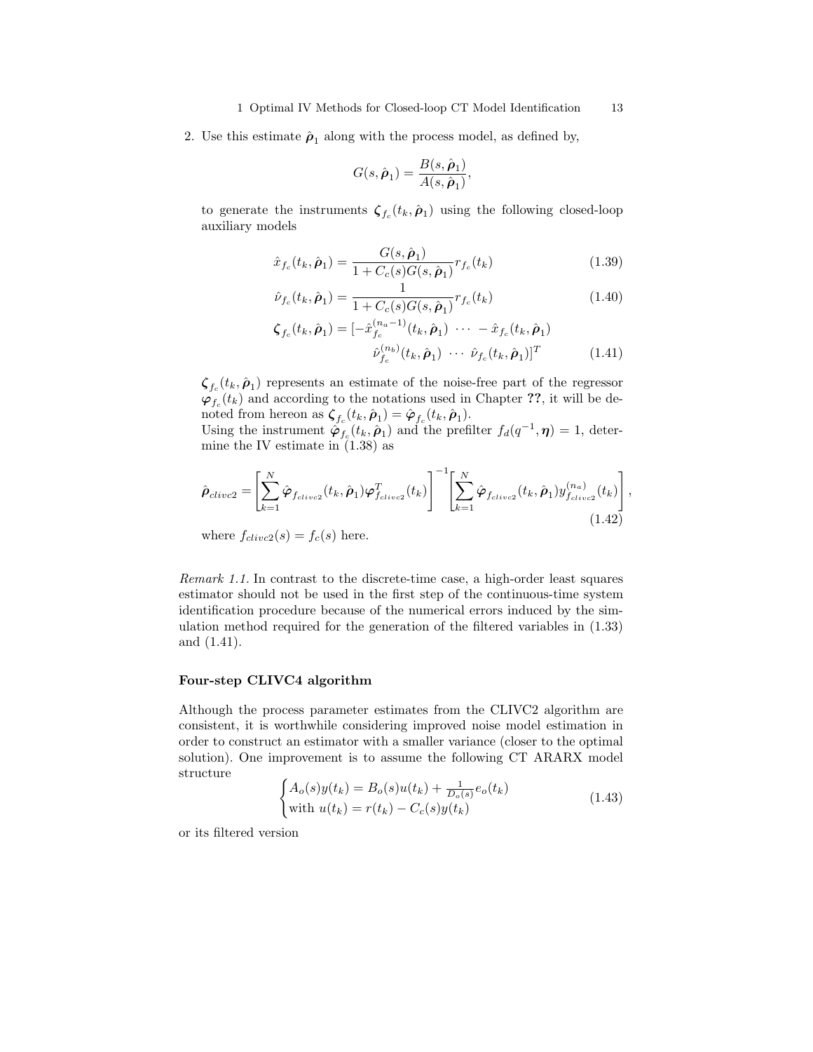2. Use this estimate $\hat{\boldsymbol{\rho}}_1$ along with the process model, as defined by,

$$G(s, \hat{\boldsymbol{\rho}}_1) = \frac{B(s, \hat{\boldsymbol{\rho}}_1)}{A(s, \hat{\boldsymbol{\rho}}_1)},$$

to generate the instruments $\boldsymbol{\zeta}_{f_c}(t_k, \hat{\boldsymbol{\rho}}_1)$ using the following closed-loop auxiliary models

$$\hat{x}_{f_c}(t_k, \hat{\boldsymbol{\rho}}_1) = \frac{G(s, \hat{\boldsymbol{\rho}}_1)}{1 + C_c(s)G(s, \hat{\boldsymbol{\rho}}_1)} r_{f_c}(t_k) \tag{1.39}$$

$$\hat{\nu}_{f_c}(t_k, \hat{\boldsymbol{\rho}}_1) = \frac{1}{1 + C_c(s)G(s, \hat{\boldsymbol{\rho}}_1)} r_{f_c}(t_k) \tag{1.40}$$

$$\begin{aligned} \boldsymbol{\zeta}_{f_c}(t_k, \hat{\boldsymbol{\rho}}_1) = [&-\hat{x}_{f_c}^{(n_a-1)}(t_k, \hat{\boldsymbol{\rho}}_1) \ \cdots \ -\hat{x}_{f_c}(t_k, \hat{\boldsymbol{\rho}}_1) \\ &\hat{\nu}_{f_c}^{(n_b)}(t_k, \hat{\boldsymbol{\rho}}_1) \ \cdots \ \hat{\nu}_{f_c}(t_k, \hat{\boldsymbol{\rho}}_1)]^T \end{aligned} \tag{1.41}$$

$\boldsymbol{\zeta}_{f_c}(t_k, \hat{\boldsymbol{\rho}}_1)$ represents an estimate of the noise-free part of the regressor $\boldsymbol{\varphi}_{f_c}(t_k)$ and according to the notations used in Chapter **??**, it will be denoted from hereon as $\boldsymbol{\zeta}_{f_c}(t_k, \hat{\boldsymbol{\rho}}_1) = \hat{\boldsymbol{\varphi}}_{f_c}(t_k, \hat{\boldsymbol{\rho}}_1)$.
Using the instrument $\hat{\boldsymbol{\varphi}}_{f_c}(t_k, \hat{\boldsymbol{\rho}}_1)$ and the prefilter $f_d(q^{-1}, \boldsymbol{\eta}) = 1$, determine the IV estimate in (1.38) as

$$\hat{\boldsymbol{\rho}}_{clivc2} = \left[\sum_{k=1}^{N} \hat{\boldsymbol{\varphi}}_{f_{clivc2}}(t_k, \hat{\boldsymbol{\rho}}_1) \boldsymbol{\varphi}_{f_{clivc2}}^T(t_k)\right]^{-1} \left[\sum_{k=1}^{N} \hat{\boldsymbol{\varphi}}_{f_{clivc2}}(t_k, \hat{\boldsymbol{\rho}}_1) y_{f_{clivc2}}^{(n_a)}(t_k)\right], \tag{1.42}$$

where $f_{clivc2}(s) = f_c(s)$ here.

*Remark 1.1.* In contrast to the discrete-time case, a high-order least squares estimator should not be used in the first step of the continuous-time system identification procedure because of the numerical errors induced by the simulation method required for the generation of the filtered variables in (1.33) and (1.41).

#### Four-step CLIVC4 algorithm

Although the process parameter estimates from the CLIVC2 algorithm are consistent, it is worthwhile considering improved noise model estimation in order to construct an estimator with a smaller variance (closer to the optimal solution). One improvement is to assume the following CT ARARX model structure

$$\begin{cases} A_o(s)y(t_k) = B_o(s)u(t_k) + \frac{1}{D_o(s)} e_o(t_k) \\ \text{with } u(t_k) = r(t_k) - C_c(s)y(t_k) \end{cases} \tag{1.43}$$

or its filtered version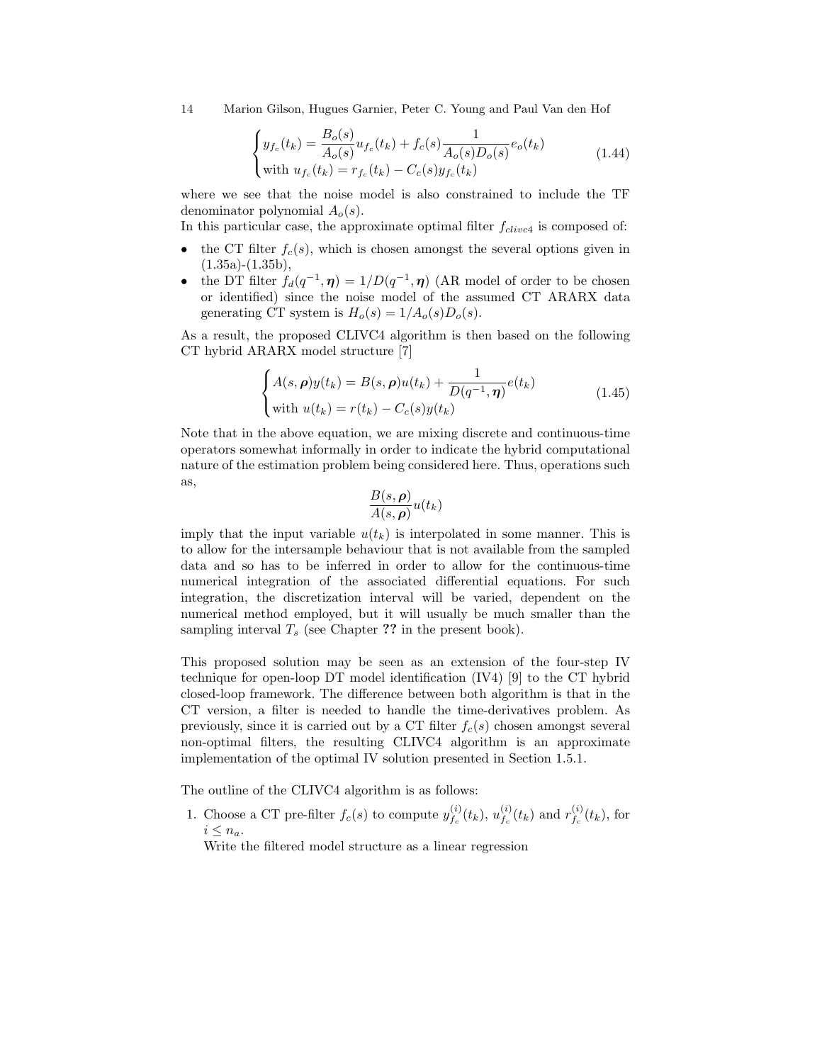$$
\begin{cases}
y_{f_c}(t_k) = \dfrac{B_o(s)}{A_o(s)} u_{f_c}(t_k) + f_c(s) \dfrac{1}{A_o(s) D_o(s)} e_o(t_k) \\
\text{with } u_{f_c}(t_k) = r_{f_c}(t_k) - C_c(s) y_{f_c}(t_k)
\end{cases}
\tag{1.44}
$$

where we see that the noise model is also constrained to include the TF denominator polynomial $A_o(s)$.

In this particular case, the approximate optimal filter $f_{clivc4}$ is composed of:

- the CT filter $f_c(s)$, which is chosen amongst the several options given in (1.35a)-(1.35b),
- the DT filter $f_d(q^{-1}, \boldsymbol{\eta}) = 1/D(q^{-1}, \boldsymbol{\eta})$ (AR model of order to be chosen or identified) since the noise model of the assumed CT ARARX data generating CT system is $H_o(s) = 1/A_o(s)D_o(s)$.

As a result, the proposed CLIVC4 algorithm is then based on the following CT hybrid ARARX model structure [7]

$$
\begin{cases}
A(s, \boldsymbol{\rho}) y(t_k) = B(s, \boldsymbol{\rho}) u(t_k) + \dfrac{1}{D(q^{-1}, \boldsymbol{\eta})} e(t_k) \\
\text{with } u(t_k) = r(t_k) - C_c(s) y(t_k)
\end{cases}
\tag{1.45}
$$

Note that in the above equation, we are mixing discrete and continuous-time operators somewhat informally in order to indicate the hybrid computational nature of the estimation problem being considered here. Thus, operations such as,

$$
\frac{B(s, \boldsymbol{\rho})}{A(s, \boldsymbol{\rho})} u(t_k)
$$

imply that the input variable $u(t_k)$ is interpolated in some manner. This is to allow for the intersample behaviour that is not available from the sampled data and so has to be inferred in order to allow for the continuous-time numerical integration of the associated differential equations. For such integration, the discretization interval will be varied, dependent on the numerical method employed, but it will usually be much smaller than the sampling interval $T_s$ (see Chapter **??** in the present book).

This proposed solution may be seen as an extension of the four-step IV technique for open-loop DT model identification (IV4) [9] to the CT hybrid closed-loop framework. The difference between both algorithm is that in the CT version, a filter is needed to handle the time-derivatives problem. As previously, since it is carried out by a CT filter $f_c(s)$ chosen amongst several non-optimal filters, the resulting CLIVC4 algorithm is an approximate implementation of the optimal IV solution presented in Section 1.5.1.

The outline of the CLIVC4 algorithm is as follows:

1. Choose a CT pre-filter $f_c(s)$ to compute $y_{f_c}^{(i)}(t_k)$, $u_{f_c}^{(i)}(t_k)$ and $r_{f_c}^{(i)}(t_k)$, for $i \leq n_a$.
   Write the filtered model structure as a linear regression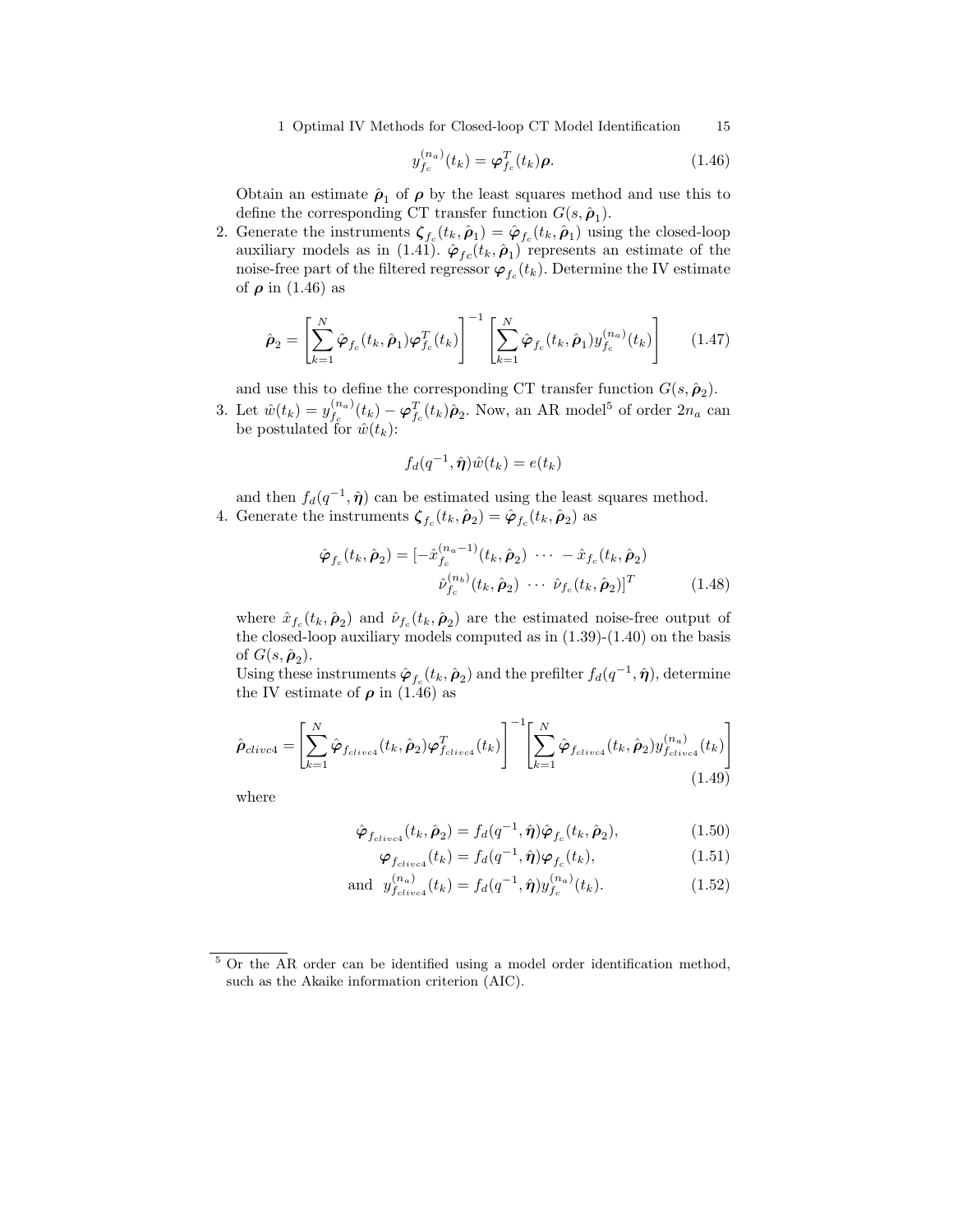$$y_{f_c}^{(n_a)}(t_k) = \boldsymbol{\varphi}_{f_c}^T(t_k)\boldsymbol{\rho}. \tag{1.46}$$

Obtain an estimate $\hat{\boldsymbol{\rho}}_1$ of $\boldsymbol{\rho}$ by the least squares method and use this to define the corresponding CT transfer function $G(s, \hat{\boldsymbol{\rho}}_1)$.

2. Generate the instruments $\boldsymbol{\zeta}_{f_c}(t_k, \hat{\boldsymbol{\rho}}_1) = \hat{\boldsymbol{\varphi}}_{f_c}(t_k, \hat{\boldsymbol{\rho}}_1)$ using the closed-loop auxiliary models as in (1.41). $\hat{\boldsymbol{\varphi}}_{fc}(t_k, \hat{\boldsymbol{\rho}}_1)$ represents an estimate of the noise-free part of the filtered regressor $\boldsymbol{\varphi}_{f_c}(t_k)$. Determine the IV estimate of $\boldsymbol{\rho}$ in (1.46) as

$$\hat{\boldsymbol{\rho}}_2 = \left[\sum_{k=1}^{N} \hat{\boldsymbol{\varphi}}_{f_c}(t_k, \hat{\boldsymbol{\rho}}_1)\boldsymbol{\varphi}_{f_c}^T(t_k)\right]^{-1} \left[\sum_{k=1}^{N} \hat{\boldsymbol{\varphi}}_{f_c}(t_k, \hat{\boldsymbol{\rho}}_1) y_{f_c}^{(n_a)}(t_k)\right] \tag{1.47}$$

and use this to define the corresponding CT transfer function $G(s, \hat{\boldsymbol{\rho}}_2)$.

3. Let $\hat{w}(t_k) = y_{f_c}^{(n_a)}(t_k) - \boldsymbol{\varphi}_{f_c}^T(t_k)\hat{\boldsymbol{\rho}}_2$. Now, an AR model[5] of order $2n_a$ can be postulated for $\hat{w}(t_k)$:

$$f_d(q^{-1}, \hat{\boldsymbol{\eta}})\hat{w}(t_k) = e(t_k)$$

and then $f_d(q^{-1}, \hat{\boldsymbol{\eta}})$ can be estimated using the least squares method.

4. Generate the instruments $\boldsymbol{\zeta}_{f_c}(t_k, \hat{\boldsymbol{\rho}}_2) = \hat{\boldsymbol{\varphi}}_{f_c}(t_k, \hat{\boldsymbol{\rho}}_2)$ as

$$\begin{aligned}\hat{\boldsymbol{\varphi}}_{f_c}(t_k, \hat{\boldsymbol{\rho}}_2) = [-\hat{x}_{f_c}^{(n_a-1)}(t_k, \hat{\boldsymbol{\rho}}_2) \ \cdots \ -\hat{x}_{f_c}(t_k, \hat{\boldsymbol{\rho}}_2) \\ \hat{\nu}_{f_c}^{(n_b)}(t_k, \hat{\boldsymbol{\rho}}_2) \ \cdots \ \hat{\nu}_{f_c}(t_k, \hat{\boldsymbol{\rho}}_2)]^T\end{aligned} \tag{1.48}$$

where $\hat{x}_{f_c}(t_k, \hat{\boldsymbol{\rho}}_2)$ and $\hat{\nu}_{f_c}(t_k, \hat{\boldsymbol{\rho}}_2)$ are the estimated noise-free output of the closed-loop auxiliary models computed as in (1.39)-(1.40) on the basis of $G(s, \hat{\boldsymbol{\rho}}_2)$.

Using these instruments $\hat{\boldsymbol{\varphi}}_{f_c}(t_k, \hat{\boldsymbol{\rho}}_2)$ and the prefilter $f_d(q^{-1}, \hat{\boldsymbol{\eta}})$, determine the IV estimate of $\boldsymbol{\rho}$ in (1.46) as

$$\hat{\boldsymbol{\rho}}_{clivc4} = \left[\sum_{k=1}^{N} \hat{\boldsymbol{\varphi}}_{f_{clivc4}}(t_k, \hat{\boldsymbol{\rho}}_2)\boldsymbol{\varphi}_{f_{clivc4}}^T(t_k)\right]^{-1} \left[\sum_{k=1}^{N} \hat{\boldsymbol{\varphi}}_{f_{clivc4}}(t_k, \hat{\boldsymbol{\rho}}_2) y_{f_{clivc4}}^{(n_a)}(t_k)\right] \tag{1.49}$$

where

$$\hat{\boldsymbol{\varphi}}_{f_{clivc4}}(t_k, \hat{\boldsymbol{\rho}}_2) = f_d(q^{-1}, \hat{\boldsymbol{\eta}})\hat{\boldsymbol{\varphi}}_{f_c}(t_k, \hat{\boldsymbol{\rho}}_2), \tag{1.50}$$

$$\boldsymbol{\varphi}_{f_{clivc4}}(t_k) = f_d(q^{-1}, \hat{\boldsymbol{\eta}})\boldsymbol{\varphi}_{f_c}(t_k), \tag{1.51}$$

$$\text{and} \ \ y_{f_{clivc4}}^{(n_a)}(t_k) = f_d(q^{-1}, \hat{\boldsymbol{\eta}}) y_{f_c}^{(n_a)}(t_k). \tag{1.52}$$

---

[5] Or the AR order can be identified using a model order identification method, such as the Akaike information criterion (AIC).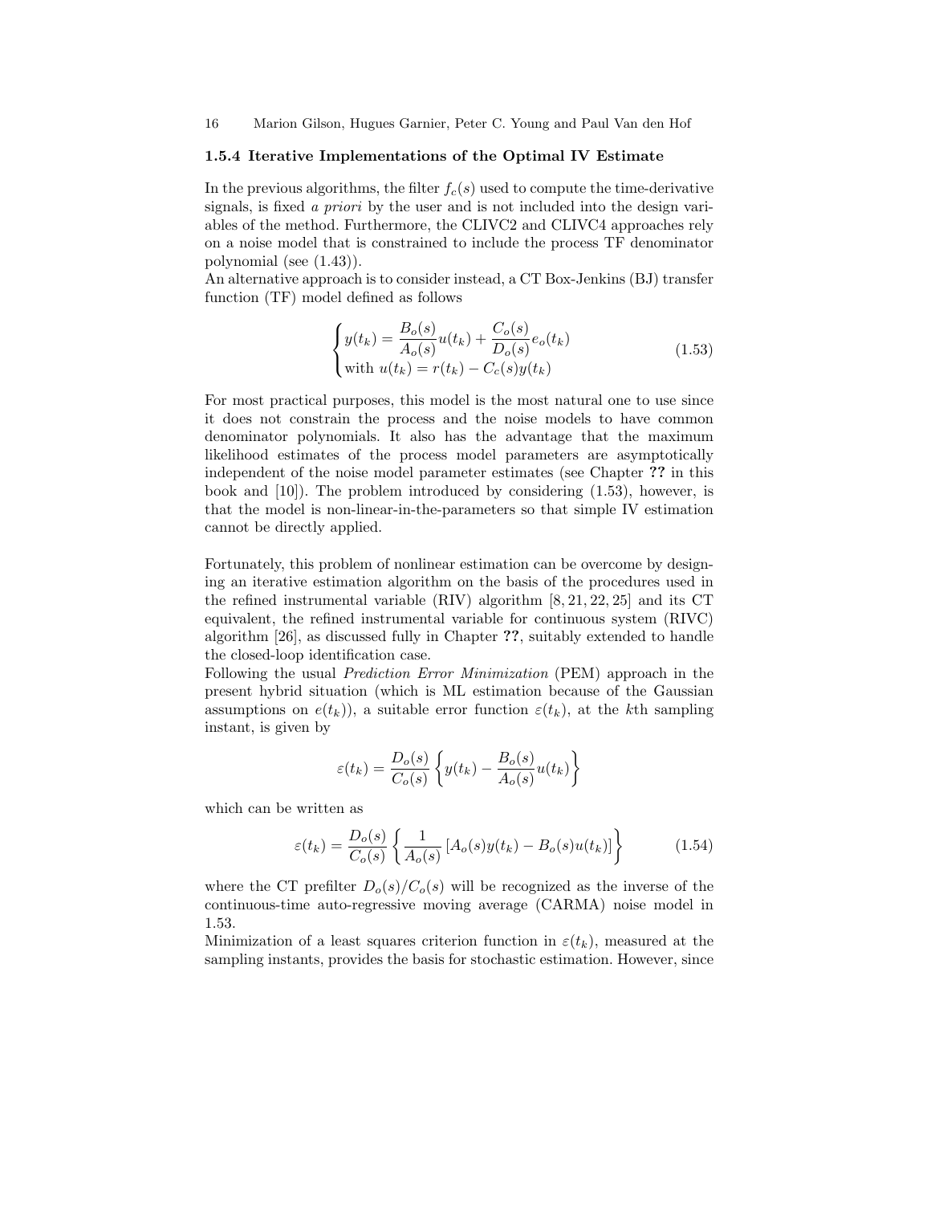### 1.5.4 Iterative Implementations of the Optimal IV Estimate

In the previous algorithms, the filter $f_c(s)$ used to compute the time-derivative signals, is fixed *a priori* by the user and is not included into the design variables of the method. Furthermore, the CLIVC2 and CLIVC4 approaches rely on a noise model that is constrained to include the process TF denominator polynomial (see (1.43)).

An alternative approach is to consider instead, a CT Box-Jenkins (BJ) transfer function (TF) model defined as follows

$$\begin{cases} y(t_k) = \dfrac{B_o(s)}{A_o(s)}u(t_k) + \dfrac{C_o(s)}{D_o(s)}e_o(t_k) \\ \text{with } u(t_k) = r(t_k) - C_c(s)y(t_k) \end{cases} \tag{1.53}$$

For most practical purposes, this model is the most natural one to use since it does not constrain the process and the noise models to have common denominator polynomials. It also has the advantage that the maximum likelihood estimates of the process model parameters are asymptotically independent of the noise model parameter estimates (see Chapter **??** in this book and [10]). The problem introduced by considering (1.53), however, is that the model is non-linear-in-the-parameters so that simple IV estimation cannot be directly applied.

Fortunately, this problem of nonlinear estimation can be overcome by designing an iterative estimation algorithm on the basis of the procedures used in the refined instrumental variable (RIV) algorithm [8, 21, 22, 25] and its CT equivalent, the refined instrumental variable for continuous system (RIVC) algorithm [26], as discussed fully in Chapter **??**, suitably extended to handle the closed-loop identification case.

Following the usual *Prediction Error Minimization* (PEM) approach in the present hybrid situation (which is ML estimation because of the Gaussian assumptions on $e(t_k)$), a suitable error function $\varepsilon(t_k)$, at the $k$th sampling instant, is given by

$$\varepsilon(t_k) = \frac{D_o(s)}{C_o(s)} \left\{ y(t_k) - \frac{B_o(s)}{A_o(s)}u(t_k) \right\}$$

which can be written as

$$\varepsilon(t_k) = \frac{D_o(s)}{C_o(s)} \left\{ \frac{1}{A_o(s)} \left[ A_o(s)y(t_k) - B_o(s)u(t_k) \right] \right\} \tag{1.54}$$

where the CT prefilter $D_o(s)/C_o(s)$ will be recognized as the inverse of the continuous-time auto-regressive moving average (CARMA) noise model in 1.53.

Minimization of a least squares criterion function in $\varepsilon(t_k)$, measured at the sampling instants, provides the basis for stochastic estimation. However, since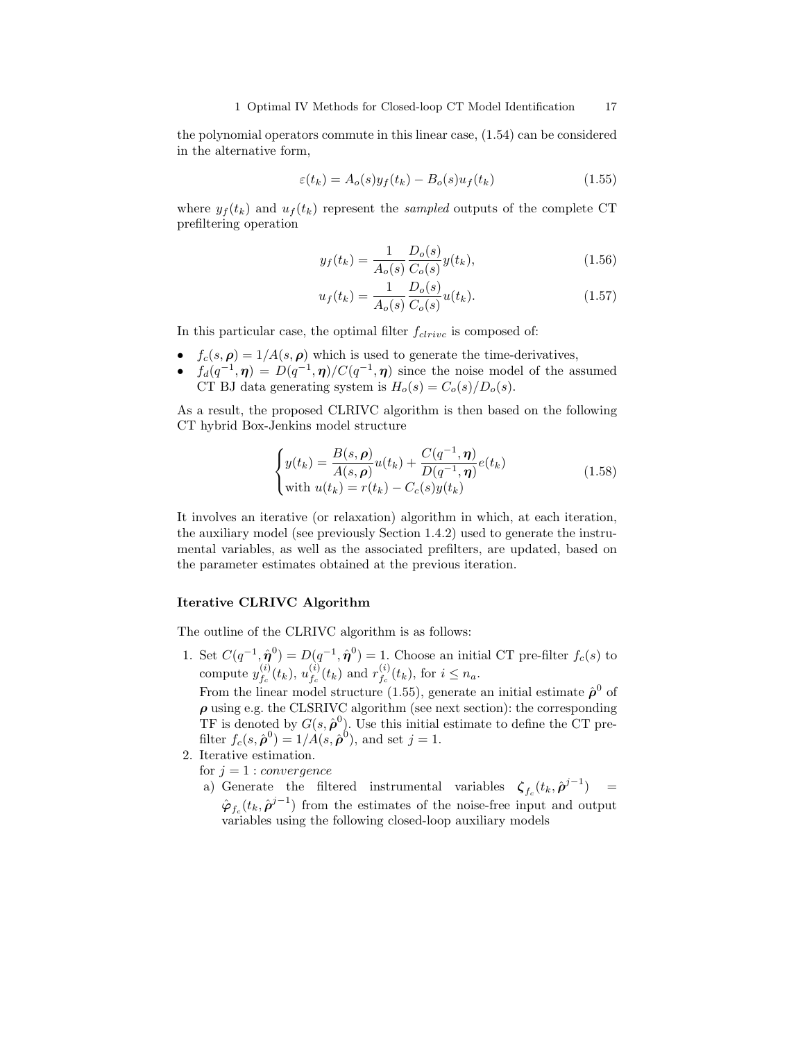the polynomial operators commute in this linear case, (1.54) can be considered in the alternative form,

$$\varepsilon(t_k) = A_o(s)y_f(t_k) - B_o(s)u_f(t_k) \tag{1.55}$$

where $y_f(t_k)$ and $u_f(t_k)$ represent the *sampled* outputs of the complete CT prefiltering operation

$$y_f(t_k) = \frac{1}{A_o(s)} \frac{D_o(s)}{C_o(s)} y(t_k), \tag{1.56}$$

$$u_f(t_k) = \frac{1}{A_o(s)} \frac{D_o(s)}{C_o(s)} u(t_k). \tag{1.57}$$

In this particular case, the optimal filter $f_{clrivc}$ is composed of:

- $f_c(s, \boldsymbol{\rho}) = 1/A(s, \boldsymbol{\rho})$ which is used to generate the time-derivatives,
- $f_d(q^{-1}, \boldsymbol{\eta}) = D(q^{-1}, \boldsymbol{\eta})/C(q^{-1}, \boldsymbol{\eta})$ since the noise model of the assumed CT BJ data generating system is $H_o(s) = C_o(s)/D_o(s)$.

As a result, the proposed CLRIVC algorithm is then based on the following CT hybrid Box-Jenkins model structure

$$\begin{cases} y(t_k) = \dfrac{B(s, \boldsymbol{\rho})}{A(s, \boldsymbol{\rho})} u(t_k) + \dfrac{C(q^{-1}, \boldsymbol{\eta})}{D(q^{-1}, \boldsymbol{\eta})} e(t_k) \\ \text{with } u(t_k) = r(t_k) - C_c(s)y(t_k) \end{cases} \tag{1.58}$$

It involves an iterative (or relaxation) algorithm in which, at each iteration, the auxiliary model (see previously Section 1.4.2) used to generate the instrumental variables, as well as the associated prefilters, are updated, based on the parameter estimates obtained at the previous iteration.

#### Iterative CLRIVC Algorithm

The outline of the CLRIVC algorithm is as follows:

1. Set $C(q^{-1}, \hat{\boldsymbol{\eta}}^0) = D(q^{-1}, \hat{\boldsymbol{\eta}}^0) = 1$. Choose an initial CT pre-filter $f_c(s)$ to compute $y_{f_c}^{(i)}(t_k)$, $u_{f_c}^{(i)}(t_k)$ and $r_{f_c}^{(i)}(t_k)$, for $i \leq n_a$.
   From the linear model structure (1.55), generate an initial estimate $\hat{\boldsymbol{\rho}}^0$ of $\boldsymbol{\rho}$ using e.g. the CLSRIVC algorithm (see next section): the corresponding TF is denoted by $G(s, \hat{\boldsymbol{\rho}}^0)$. Use this initial estimate to define the CT prefilter $f_c(s, \hat{\boldsymbol{\rho}}^0) = 1/A(s, \hat{\boldsymbol{\rho}}^0)$, and set $j = 1$.
2. Iterative estimation.
   for $j = 1$ : *convergence*
   a) Generate the filtered instrumental variables $\boldsymbol{\zeta}_{f_c}(t_k, \hat{\boldsymbol{\rho}}^{j-1}) = \hat{\boldsymbol{\varphi}}_{f_c}(t_k, \hat{\boldsymbol{\rho}}^{j-1})$ from the estimates of the noise-free input and output variables using the following closed-loop auxiliary models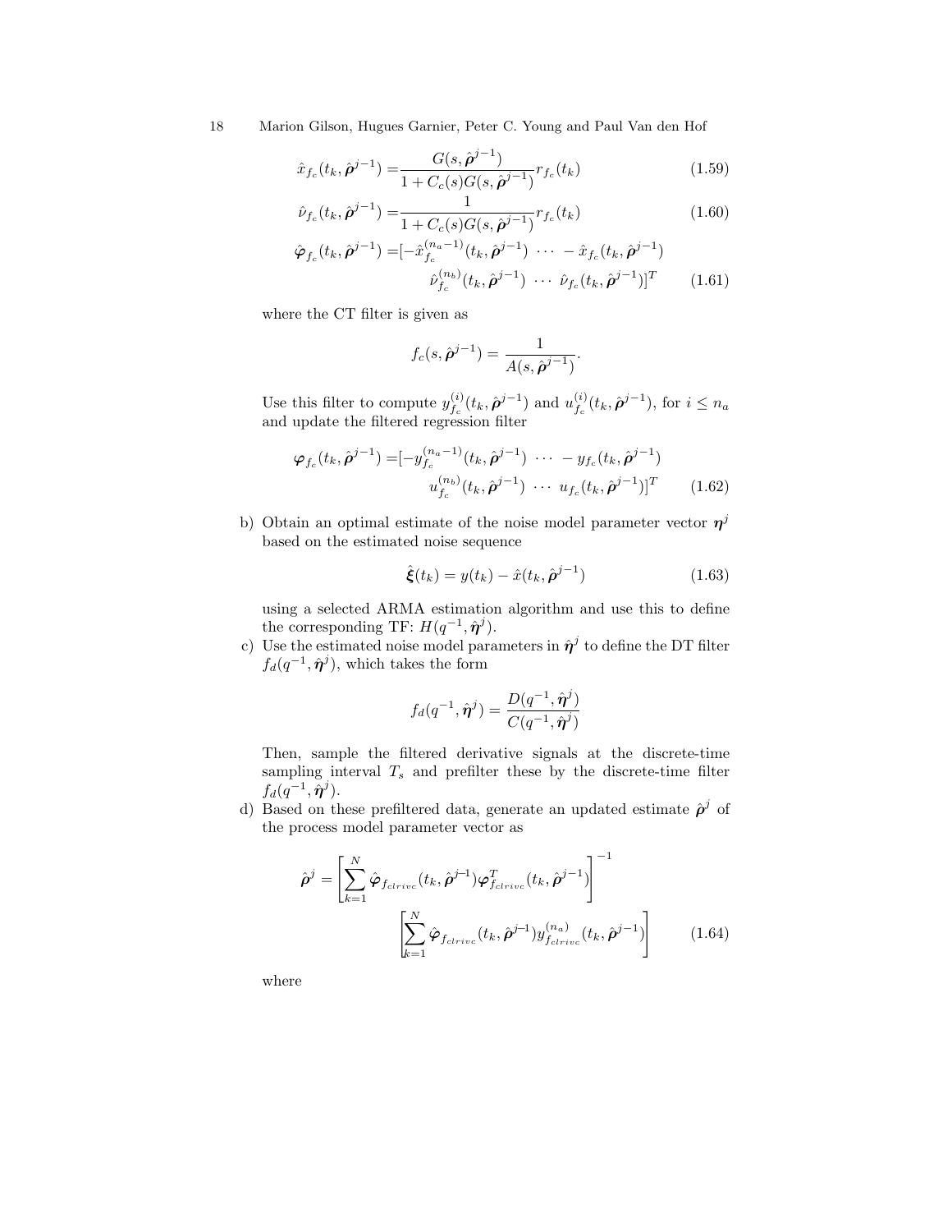$$\hat{x}_{f_c}(t_k, \hat{\boldsymbol{\rho}}^{j-1}) = \frac{G(s, \hat{\boldsymbol{\rho}}^{j-1})}{1 + C_c(s)G(s, \hat{\boldsymbol{\rho}}^{j-1})} r_{f_c}(t_k) \tag{1.59}$$

$$\hat{\nu}_{f_c}(t_k, \hat{\boldsymbol{\rho}}^{j-1}) = \frac{1}{1 + C_c(s)G(s, \hat{\boldsymbol{\rho}}^{j-1})} r_{f_c}(t_k) \tag{1.60}$$

$$\begin{aligned}\hat{\boldsymbol{\varphi}}_{f_c}(t_k, \hat{\boldsymbol{\rho}}^{j-1}) = [&-\hat{x}_{f_c}^{(n_a-1)}(t_k, \hat{\boldsymbol{\rho}}^{j-1}) \ \cdots \ -\hat{x}_{f_c}(t_k, \hat{\boldsymbol{\rho}}^{j-1}) \\ &\hat{\nu}_{f_c}^{(n_b)}(t_k, \hat{\boldsymbol{\rho}}^{j-1}) \ \cdots \ \hat{\nu}_{f_c}(t_k, \hat{\boldsymbol{\rho}}^{j-1})]^T\end{aligned} \tag{1.61}$$

where the CT filter is given as

$$f_c(s, \hat{\boldsymbol{\rho}}^{j-1}) = \frac{1}{A(s, \hat{\boldsymbol{\rho}}^{j-1})}.$$

Use this filter to compute $y_{f_c}^{(i)}(t_k, \hat{\boldsymbol{\rho}}^{j-1})$ and $u_{f_c}^{(i)}(t_k, \hat{\boldsymbol{\rho}}^{j-1})$, for $i \leq n_a$ and update the filtered regression filter

$$\begin{aligned}\boldsymbol{\varphi}_{f_c}(t_k, \hat{\boldsymbol{\rho}}^{j-1}) = [&-y_{f_c}^{(n_a-1)}(t_k, \hat{\boldsymbol{\rho}}^{j-1}) \ \cdots \ -y_{f_c}(t_k, \hat{\boldsymbol{\rho}}^{j-1}) \\ &u_{f_c}^{(n_b)}(t_k, \hat{\boldsymbol{\rho}}^{j-1}) \ \cdots \ u_{f_c}(t_k, \hat{\boldsymbol{\rho}}^{j-1})]^T\end{aligned} \tag{1.62}$$

b) Obtain an optimal estimate of the noise model parameter vector $\boldsymbol{\eta}^j$ based on the estimated noise sequence

$$\hat{\boldsymbol{\xi}}(t_k) = y(t_k) - \hat{x}(t_k, \hat{\boldsymbol{\rho}}^{j-1}) \tag{1.63}$$

using a selected ARMA estimation algorithm and use this to define the corresponding TF: $H(q^{-1}, \hat{\boldsymbol{\eta}}^j)$.

c) Use the estimated noise model parameters in $\hat{\boldsymbol{\eta}}^j$ to define the DT filter $f_d(q^{-1}, \hat{\boldsymbol{\eta}}^j)$, which takes the form

$$f_d(q^{-1}, \hat{\boldsymbol{\eta}}^j) = \frac{D(q^{-1}, \hat{\boldsymbol{\eta}}^j)}{C(q^{-1}, \hat{\boldsymbol{\eta}}^j)}$$

Then, sample the filtered derivative signals at the discrete-time sampling interval $T_s$ and prefilter these by the discrete-time filter $f_d(q^{-1}, \hat{\boldsymbol{\eta}}^j)$.

d) Based on these prefiltered data, generate an updated estimate $\hat{\boldsymbol{\rho}}^j$ of the process model parameter vector as

$$\begin{aligned}\hat{\boldsymbol{\rho}}^j = &\left[\sum_{k=1}^{N} \hat{\boldsymbol{\varphi}}_{f_{clrivc}}(t_k, \hat{\boldsymbol{\rho}}^{j-1}) \boldsymbol{\varphi}_{f_{clrivc}}^T(t_k, \hat{\boldsymbol{\rho}}^{j-1})\right]^{-1} \\ &\left[\sum_{k=1}^{N} \hat{\boldsymbol{\varphi}}_{f_{clrivc}}(t_k, \hat{\boldsymbol{\rho}}^{j-1}) y_{f_{clrivc}}^{(n_a)}(t_k, \hat{\boldsymbol{\rho}}^{j-1})\right]\end{aligned} \tag{1.64}$$

where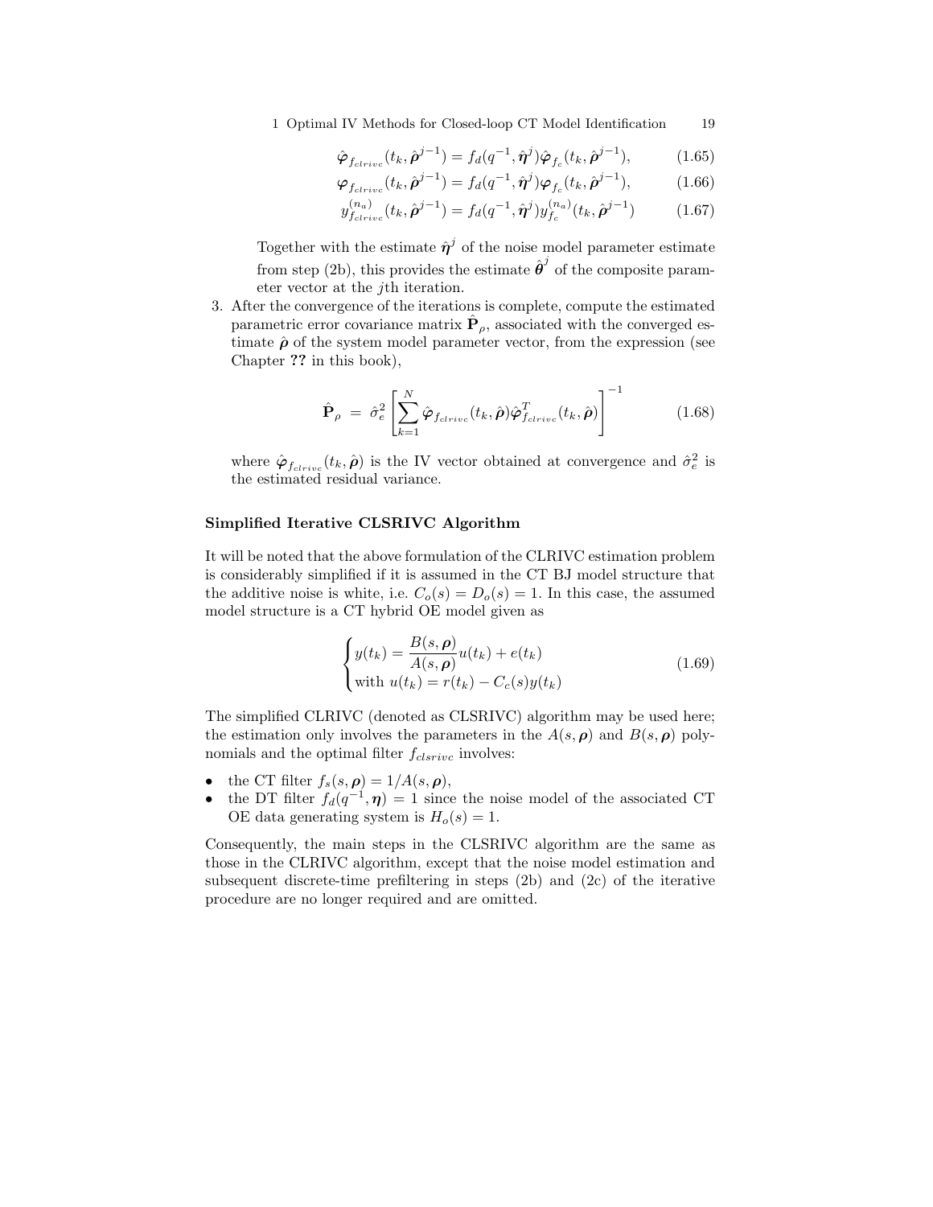$$\hat{\boldsymbol{\varphi}}_{f_{clrivc}}(t_k, \hat{\boldsymbol{\rho}}^{j-1}) = f_d(q^{-1}, \hat{\boldsymbol{\eta}}^j)\hat{\boldsymbol{\varphi}}_{f_c}(t_k, \hat{\boldsymbol{\rho}}^{j-1}), \tag{1.65}$$

$$\boldsymbol{\varphi}_{f_{clrivc}}(t_k, \hat{\boldsymbol{\rho}}^{j-1}) = f_d(q^{-1}, \hat{\boldsymbol{\eta}}^j)\boldsymbol{\varphi}_{f_c}(t_k, \hat{\boldsymbol{\rho}}^{j-1}), \tag{1.66}$$

$$y^{(n_a)}_{f_{clrivc}}(t_k, \hat{\boldsymbol{\rho}}^{j-1}) = f_d(q^{-1}, \hat{\boldsymbol{\eta}}^j)y^{(n_a)}_{f_c}(t_k, \hat{\boldsymbol{\rho}}^{j-1}) \tag{1.67}$$

Together with the estimate $\hat{\boldsymbol{\eta}}^j$ of the noise model parameter estimate from step (2b), this provides the estimate $\hat{\boldsymbol{\theta}}^j$ of the composite parameter vector at the $j$th iteration.

3. After the convergence of the iterations is complete, compute the estimated parametric error covariance matrix $\hat{\mathbf{P}}_\rho$, associated with the converged estimate $\hat{\boldsymbol{\rho}}$ of the system model parameter vector, from the expression (see Chapter **??** in this book),

$$\hat{\mathbf{P}}_\rho \;=\; \hat{\sigma}_e^2 \left[\sum_{k=1}^{N} \hat{\boldsymbol{\varphi}}_{f_{clrivc}}(t_k, \hat{\boldsymbol{\rho}})\hat{\boldsymbol{\varphi}}^T_{f_{clrivc}}(t_k, \hat{\boldsymbol{\rho}})\right]^{-1} \tag{1.68}$$

where $\hat{\boldsymbol{\varphi}}_{f_{clrivc}}(t_k, \hat{\boldsymbol{\rho}})$ is the IV vector obtained at convergence and $\hat{\sigma}_e^2$ is the estimated residual variance.

### Simplified Iterative CLSRIVC Algorithm

It will be noted that the above formulation of the CLRIVC estimation problem is considerably simplified if it is assumed in the CT BJ model structure that the additive noise is white, i.e. $C_o(s) = D_o(s) = 1$. In this case, the assumed model structure is a CT hybrid OE model given as

$$\begin{cases} y(t_k) = \dfrac{B(s, \boldsymbol{\rho})}{A(s, \boldsymbol{\rho})}u(t_k) + e(t_k) \\ \text{with } u(t_k) = r(t_k) - C_c(s)y(t_k) \end{cases} \tag{1.69}$$

The simplified CLRIVC (denoted as CLSRIVC) algorithm may be used here; the estimation only involves the parameters in the $A(s, \boldsymbol{\rho})$ and $B(s, \boldsymbol{\rho})$ polynomials and the optimal filter $f_{clsrivc}$ involves:

- the CT filter $f_s(s, \boldsymbol{\rho}) = 1/A(s, \boldsymbol{\rho})$,
- the DT filter $f_d(q^{-1}, \boldsymbol{\eta}) = 1$ since the noise model of the associated CT OE data generating system is $H_o(s) = 1$.

Consequently, the main steps in the CLSRIVC algorithm are the same as those in the CLRIVC algorithm, except that the noise model estimation and subsequent discrete-time prefiltering in steps (2b) and (2c) of the iterative procedure are no longer required and are omitted.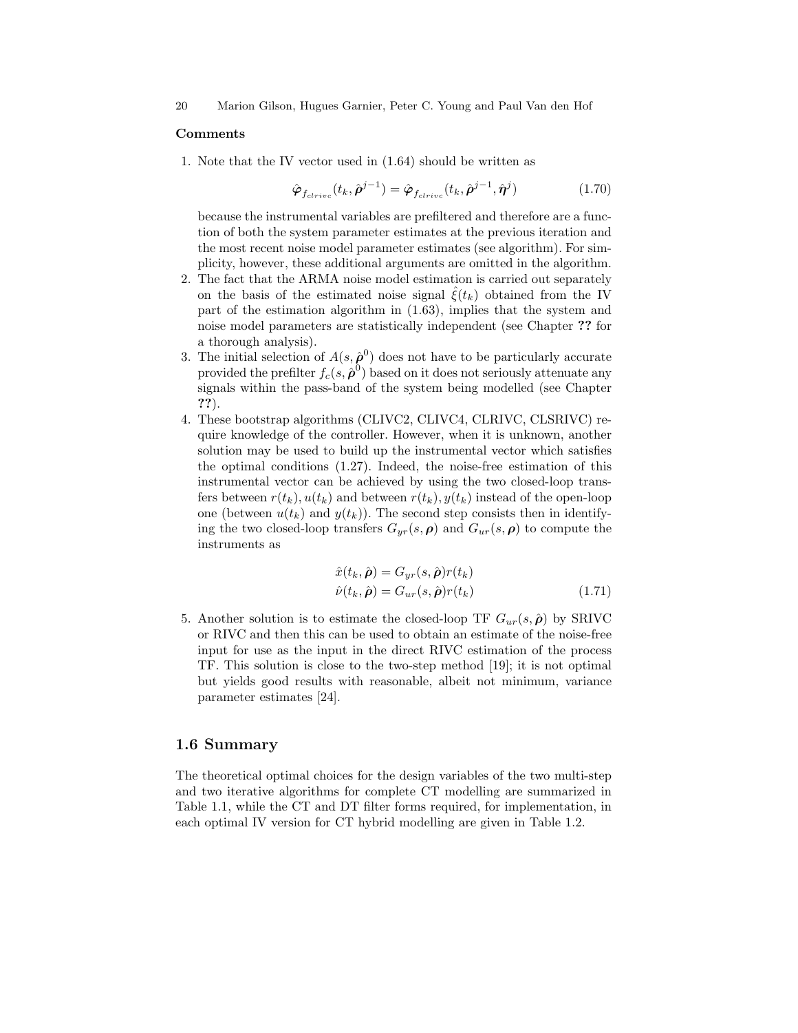**Comments**

1. Note that the IV vector used in (1.64) should be written as

$$\hat{\boldsymbol{\varphi}}_{f_{clrivc}}(t_k, \hat{\boldsymbol{\rho}}^{j-1}) = \hat{\boldsymbol{\varphi}}_{f_{clrivc}}(t_k, \hat{\boldsymbol{\rho}}^{j-1}, \hat{\boldsymbol{\eta}}^{j}) \tag{1.70}$$

because the instrumental variables are prefiltered and therefore are a function of both the system parameter estimates at the previous iteration and the most recent noise model parameter estimates (see algorithm). For simplicity, however, these additional arguments are omitted in the algorithm.

2. The fact that the ARMA noise model estimation is carried out separately on the basis of the estimated noise signal $\hat{\xi}(t_k)$ obtained from the IV part of the estimation algorithm in (1.63), implies that the system and noise model parameters are statistically independent (see Chapter **??** for a thorough analysis).
3. The initial selection of $A(s, \hat{\boldsymbol{\rho}}^0)$ does not have to be particularly accurate provided the prefilter $f_c(s, \hat{\boldsymbol{\rho}}^0)$ based on it does not seriously attenuate any signals within the pass-band of the system being modelled (see Chapter **??**).
4. These bootstrap algorithms (CLIVC2, CLIVC4, CLRIVC, CLSRIVC) require knowledge of the controller. However, when it is unknown, another solution may be used to build up the instrumental vector which satisfies the optimal conditions (1.27). Indeed, the noise-free estimation of this instrumental vector can be achieved by using the two closed-loop transfers between $r(t_k), u(t_k)$ and between $r(t_k), y(t_k)$ instead of the open-loop one (between $u(t_k)$ and $y(t_k)$). The second step consists then in identifying the two closed-loop transfers $G_{yr}(s, \boldsymbol{\rho})$ and $G_{ur}(s, \boldsymbol{\rho})$ to compute the instruments as

$$\begin{aligned} \hat{x}(t_k, \hat{\boldsymbol{\rho}}) &= G_{yr}(s, \hat{\boldsymbol{\rho}}) r(t_k) \\ \hat{\nu}(t_k, \hat{\boldsymbol{\rho}}) &= G_{ur}(s, \hat{\boldsymbol{\rho}}) r(t_k) \end{aligned} \tag{1.71}$$

5. Another solution is to estimate the closed-loop TF $G_{ur}(s, \hat{\boldsymbol{\rho}})$ by SRIVC or RIVC and then this can be used to obtain an estimate of the noise-free input for use as the input in the direct RIVC estimation of the process TF. This solution is close to the two-step method [19]; it is not optimal but yields good results with reasonable, albeit not minimum, variance parameter estimates [24].

## 1.6 Summary

The theoretical optimal choices for the design variables of the two multi-step and two iterative algorithms for complete CT modelling are summarized in Table 1.1, while the CT and DT filter forms required, for implementation, in each optimal IV version for CT hybrid modelling are given in Table 1.2.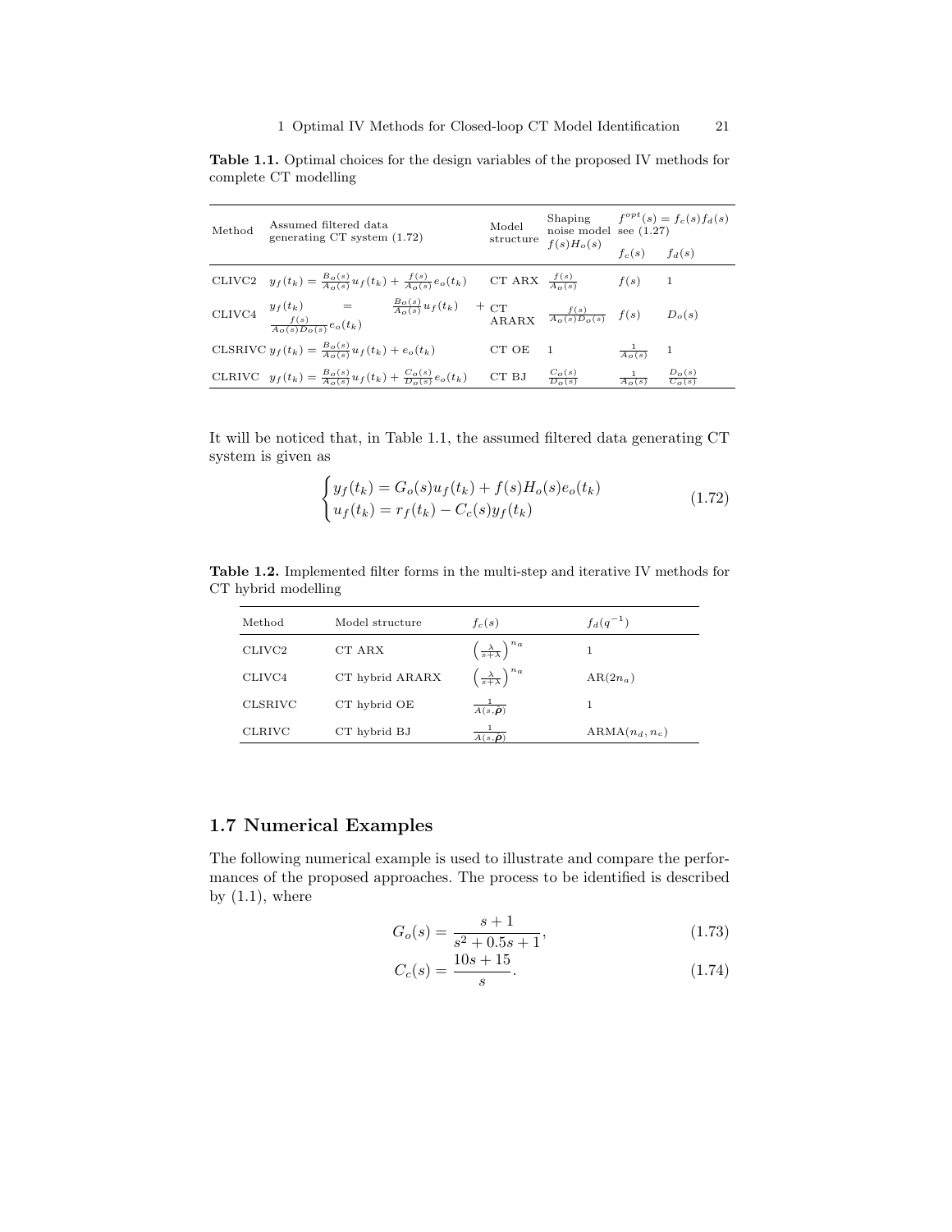**Table 1.1.** Optimal choices for the design variables of the proposed IV methods for complete CT modelling

| Method | Assumed filtered data generating CT system (1.72) | Model structure | Shaping noise model $f(s)H_o(s)$ | $f^{opt}(s) = f_c(s)f_d(s)$ see (1.27) | |
|---|---|---|---|---|---|
| | | | | $f_c(s)$ | $f_d(s)$ |
| CLIVC2 | $y_f(t_k) = \frac{B_o(s)}{A_o(s)}u_f(t_k) + \frac{f(s)}{A_o(s)}e_o(t_k)$ | CT ARX | $\frac{f(s)}{A_o(s)}$ | $f(s)$ | 1 |
| CLIVC4 | $y_f(t_k) = \frac{B_o(s)}{A_o(s)}u_f(t_k) + \frac{f(s)}{A_o(s)D_o(s)}e_o(t_k)$ | CT ARARX | $\frac{f(s)}{A_o(s)D_o(s)}$ | $f(s)$ | $D_o(s)$ |
| CLSRIVC | $y_f(t_k) = \frac{B_o(s)}{A_o(s)}u_f(t_k) + e_o(t_k)$ | CT OE | 1 | $\frac{1}{A_o(s)}$ | 1 |
| CLRIVC | $y_f(t_k) = \frac{B_o(s)}{A_o(s)}u_f(t_k) + \frac{C_o(s)}{D_o(s)}e_o(t_k)$ | CT BJ | $\frac{C_o(s)}{D_o(s)}$ | $\frac{1}{A_o(s)}$ | $\frac{D_o(s)}{C_o(s)}$ |

It will be noticed that, in Table 1.1, the assumed filtered data generating CT system is given as

$$\begin{cases} y_f(t_k) = G_o(s)u_f(t_k) + f(s)H_o(s)e_o(t_k) \\ u_f(t_k) = r_f(t_k) - C_c(s)y_f(t_k) \end{cases} \tag{1.72}$$

**Table 1.2.** Implemented filter forms in the multi-step and iterative IV methods for CT hybrid modelling

| Method | Model structure | $f_c(s)$ | $f_d(q^{-1})$ |
|---|---|---|---|
| CLIVC2 | CT ARX | $\left(\frac{\lambda}{s+\lambda}\right)^{n_a}$ | 1 |
| CLIVC4 | CT hybrid ARARX | $\left(\frac{\lambda}{s+\lambda}\right)^{n_a}$ | AR$(2n_a)$ |
| CLSRIVC | CT hybrid OE | $\frac{1}{A(s,\hat{\boldsymbol{\rho}})}$ | 1 |
| CLRIVC | CT hybrid BJ | $\frac{1}{A(s,\hat{\boldsymbol{\rho}})}$ | ARMA$(n_d, n_c)$ |

## 1.7 Numerical Examples

The following numerical example is used to illustrate and compare the performances of the proposed approaches. The process to be identified is described by (1.1), where

$$G_o(s) = \frac{s+1}{s^2 + 0.5s + 1}, \tag{1.73}$$

$$C_c(s) = \frac{10s + 15}{s}. \tag{1.74}$$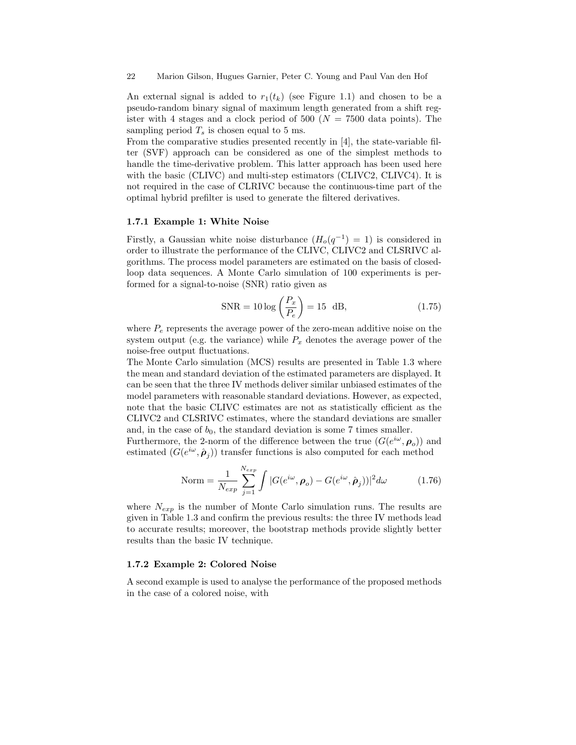An external signal is added to $r_1(t_k)$ (see Figure 1.1) and chosen to be a pseudo-random binary signal of maximum length generated from a shift register with 4 stages and a clock period of 500 ($N = 7500$ data points). The sampling period $T_s$ is chosen equal to 5 ms.

From the comparative studies presented recently in [4], the state-variable filter (SVF) approach can be considered as one of the simplest methods to handle the time-derivative problem. This latter approach has been used here with the basic (CLIVC) and multi-step estimators (CLIVC2, CLIVC4). It is not required in the case of CLRIVC because the continuous-time part of the optimal hybrid prefilter is used to generate the filtered derivatives.

### 1.7.1 Example 1: White Noise

Firstly, a Gaussian white noise disturbance ($H_o(q^{-1}) = 1$) is considered in order to illustrate the performance of the CLIVC, CLIVC2 and CLSRIVC algorithms. The process model parameters are estimated on the basis of closed-loop data sequences. A Monte Carlo simulation of 100 experiments is performed for a signal-to-noise (SNR) ratio given as

$$\mathrm{SNR} = 10 \log \left( \frac{P_x}{P_e} \right) = 15 \ \ \mathrm{dB}, \tag{1.75}$$

where $P_e$ represents the average power of the zero-mean additive noise on the system output (e.g. the variance) while $P_x$ denotes the average power of the noise-free output fluctuations.

The Monte Carlo simulation (MCS) results are presented in Table 1.3 where the mean and standard deviation of the estimated parameters are displayed. It can be seen that the three IV methods deliver similar unbiased estimates of the model parameters with reasonable standard deviations. However, as expected, note that the basic CLIVC estimates are not as statistically efficient as the CLIVC2 and CLSRIVC estimates, where the standard deviations are smaller and, in the case of $b_0$, the standard deviation is some 7 times smaller.

Furthermore, the 2-norm of the difference between the true ($G(e^{i\omega}, \boldsymbol{\rho}_o)$) and estimated ($G(e^{i\omega}, \hat{\boldsymbol{\rho}}_j)$) transfer functions is also computed for each method

$$\mathrm{Norm} = \frac{1}{N_{exp}} \sum_{j=1}^{N_{exp}} \int |G(e^{i\omega}, \boldsymbol{\rho}_o) - G(e^{i\omega}, \hat{\boldsymbol{\rho}}_j))|^2 d\omega \tag{1.76}$$

where $N_{exp}$ is the number of Monte Carlo simulation runs. The results are given in Table 1.3 and confirm the previous results: the three IV methods lead to accurate results; moreover, the bootstrap methods provide slightly better results than the basic IV technique.

### 1.7.2 Example 2: Colored Noise

A second example is used to analyse the performance of the proposed methods in the case of a colored noise, with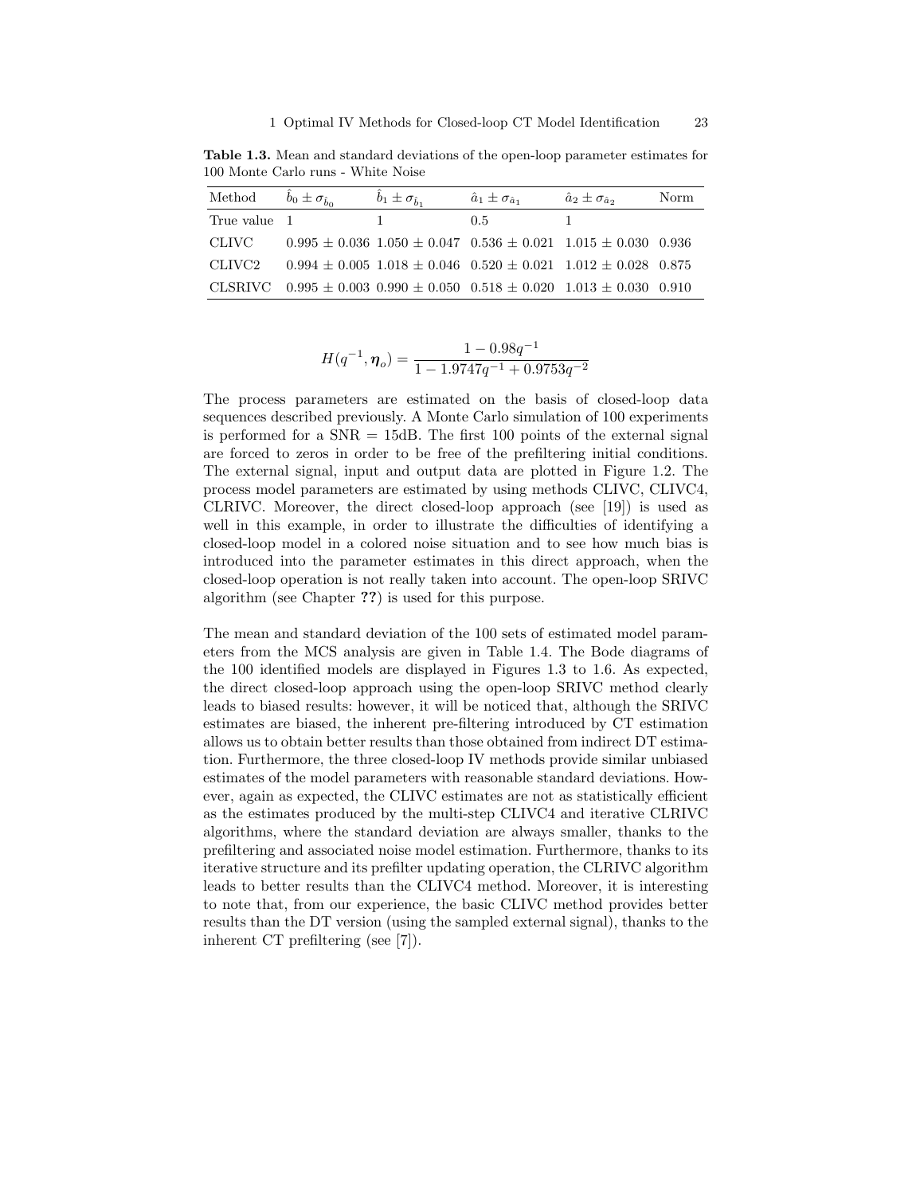**Table 1.3.** Mean and standard deviations of the open-loop parameter estimates for 100 Monte Carlo runs - White Noise

| Method | $\hat{b}_0 \pm \sigma_{\hat{b}_0}$ | $\hat{b}_1 \pm \sigma_{\hat{b}_1}$ | $\hat{a}_1 \pm \sigma_{\hat{a}_1}$ | $\hat{a}_2 \pm \sigma_{\hat{a}_2}$ | Norm |
|---|---|---|---|---|---|
| True value | 1 | 1 | 0.5 | 1 | |
| CLIVC | $0.995 \pm 0.036$ | $1.050 \pm 0.047$ | $0.536 \pm 0.021$ | $1.015 \pm 0.030$ | 0.936 |
| CLIVC2 | $0.994 \pm 0.005$ | $1.018 \pm 0.046$ | $0.520 \pm 0.021$ | $1.012 \pm 0.028$ | 0.875 |
| CLSRIVC | $0.995 \pm 0.003$ | $0.990 \pm 0.050$ | $0.518 \pm 0.020$ | $1.013 \pm 0.030$ | 0.910 |

$$H(q^{-1}, \boldsymbol{\eta}_o) = \frac{1 - 0.98q^{-1}}{1 - 1.9747q^{-1} + 0.9753q^{-2}}$$

The process parameters are estimated on the basis of closed-loop data sequences described previously. A Monte Carlo simulation of 100 experiments is performed for a SNR = 15dB. The first 100 points of the external signal are forced to zeros in order to be free of the prefiltering initial conditions. The external signal, input and output data are plotted in Figure 1.2. The process model parameters are estimated by using methods CLIVC, CLIVC4, CLRIVC. Moreover, the direct closed-loop approach (see [19]) is used as well in this example, in order to illustrate the difficulties of identifying a closed-loop model in a colored noise situation and to see how much bias is introduced into the parameter estimates in this direct approach, when the closed-loop operation is not really taken into account. The open-loop SRIVC algorithm (see Chapter **??**) is used for this purpose.

The mean and standard deviation of the 100 sets of estimated model parameters from the MCS analysis are given in Table 1.4. The Bode diagrams of the 100 identified models are displayed in Figures 1.3 to 1.6. As expected, the direct closed-loop approach using the open-loop SRIVC method clearly leads to biased results: however, it will be noticed that, although the SRIVC estimates are biased, the inherent pre-filtering introduced by CT estimation allows us to obtain better results than those obtained from indirect DT estimation. Furthermore, the three closed-loop IV methods provide similar unbiased estimates of the model parameters with reasonable standard deviations. However, again as expected, the CLIVC estimates are not as statistically efficient as the estimates produced by the multi-step CLIVC4 and iterative CLRIVC algorithms, where the standard deviation are always smaller, thanks to the prefiltering and associated noise model estimation. Furthermore, thanks to its iterative structure and its prefilter updating operation, the CLRIVC algorithm leads to better results than the CLIVC4 method. Moreover, it is interesting to note that, from our experience, the basic CLIVC method provides better results than the DT version (using the sampled external signal), thanks to the inherent CT prefiltering (see [7]).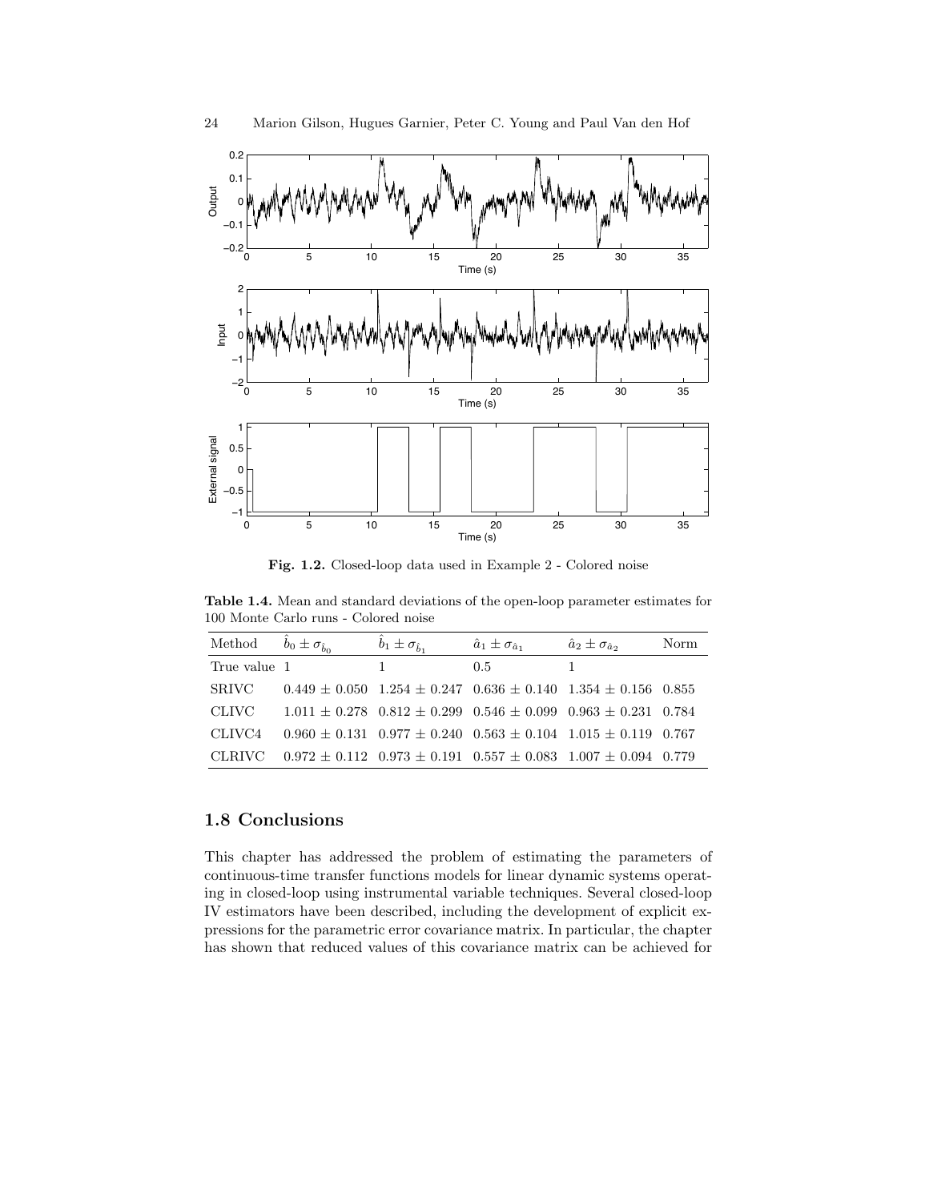Fig. 1.2. Closed-loop data used in Example 2 - Colored noise

**Table 1.4.** Mean and standard deviations of the open-loop parameter estimates for 100 Monte Carlo runs - Colored noise

| Method | $\hat{b}_0 \pm \sigma_{\hat{b}_0}$ | $\hat{b}_1 \pm \sigma_{\hat{b}_1}$ | $\hat{a}_1 \pm \sigma_{\hat{a}_1}$ | $\hat{a}_2 \pm \sigma_{\hat{a}_2}$ | Norm |
|---|---|---|---|---|---|
| True value | 1 | 1 | 0.5 | 1 | |
| SRIVC | $0.449 \pm 0.050$ | $1.254 \pm 0.247$ | $0.636 \pm 0.140$ | $1.354 \pm 0.156$ | 0.855 |
| CLIVC | $1.011 \pm 0.278$ | $0.812 \pm 0.299$ | $0.546 \pm 0.099$ | $0.963 \pm 0.231$ | 0.784 |
| CLIVC4 | $0.960 \pm 0.131$ | $0.977 \pm 0.240$ | $0.563 \pm 0.104$ | $1.015 \pm 0.119$ | 0.767 |
| CLRIVC | $0.972 \pm 0.112$ | $0.973 \pm 0.191$ | $0.557 \pm 0.083$ | $1.007 \pm 0.094$ | 0.779 |

## 1.8 Conclusions

This chapter has addressed the problem of estimating the parameters of continuous-time transfer functions models for linear dynamic systems operating in closed-loop using instrumental variable techniques. Several closed-loop IV estimators have been described, including the development of explicit expressions for the parametric error covariance matrix. In particular, the chapter has shown that reduced values of this covariance matrix can be achieved for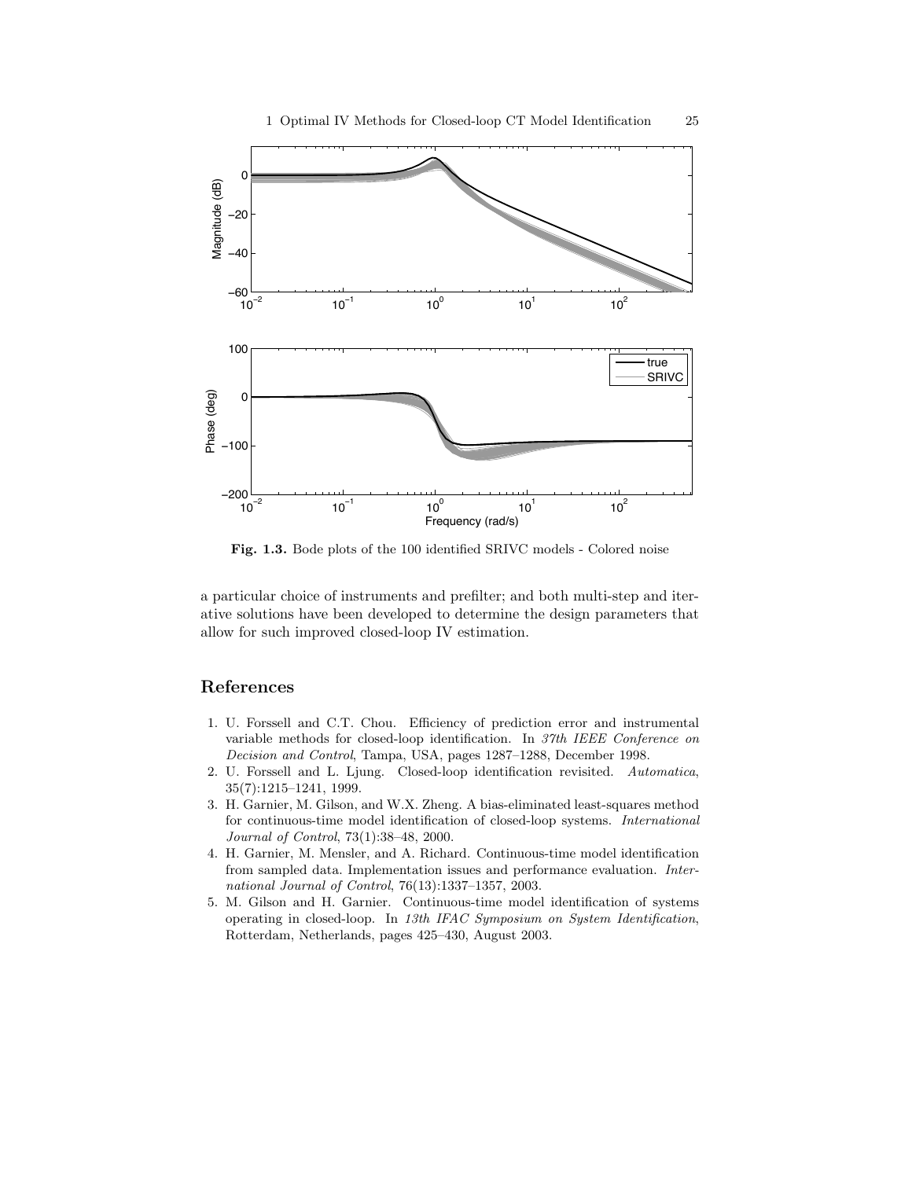**Fig. 1.3.** Bode plots of the 100 identified SRIVC models - Colored noise

a particular choice of instruments and prefilter; and both multi-step and iterative solutions have been developed to determine the design parameters that allow for such improved closed-loop IV estimation.

## References

1. U. Forssell and C.T. Chou. Efficiency of prediction error and instrumental variable methods for closed-loop identification. In *37th IEEE Conference on Decision and Control*, Tampa, USA, pages 1287–1288, December 1998.
2. U. Forssell and L. Ljung. Closed-loop identification revisited. *Automatica*, 35(7):1215–1241, 1999.
3. H. Garnier, M. Gilson, and W.X. Zheng. A bias-eliminated least-squares method for continuous-time model identification of closed-loop systems. *International Journal of Control*, 73(1):38–48, 2000.
4. H. Garnier, M. Mensler, and A. Richard. Continuous-time model identification from sampled data. Implementation issues and performance evaluation. *International Journal of Control*, 76(13):1337–1357, 2003.
5. M. Gilson and H. Garnier. Continuous-time model identification of systems operating in closed-loop. In *13th IFAC Symposium on System Identification*, Rotterdam, Netherlands, pages 425–430, August 2003.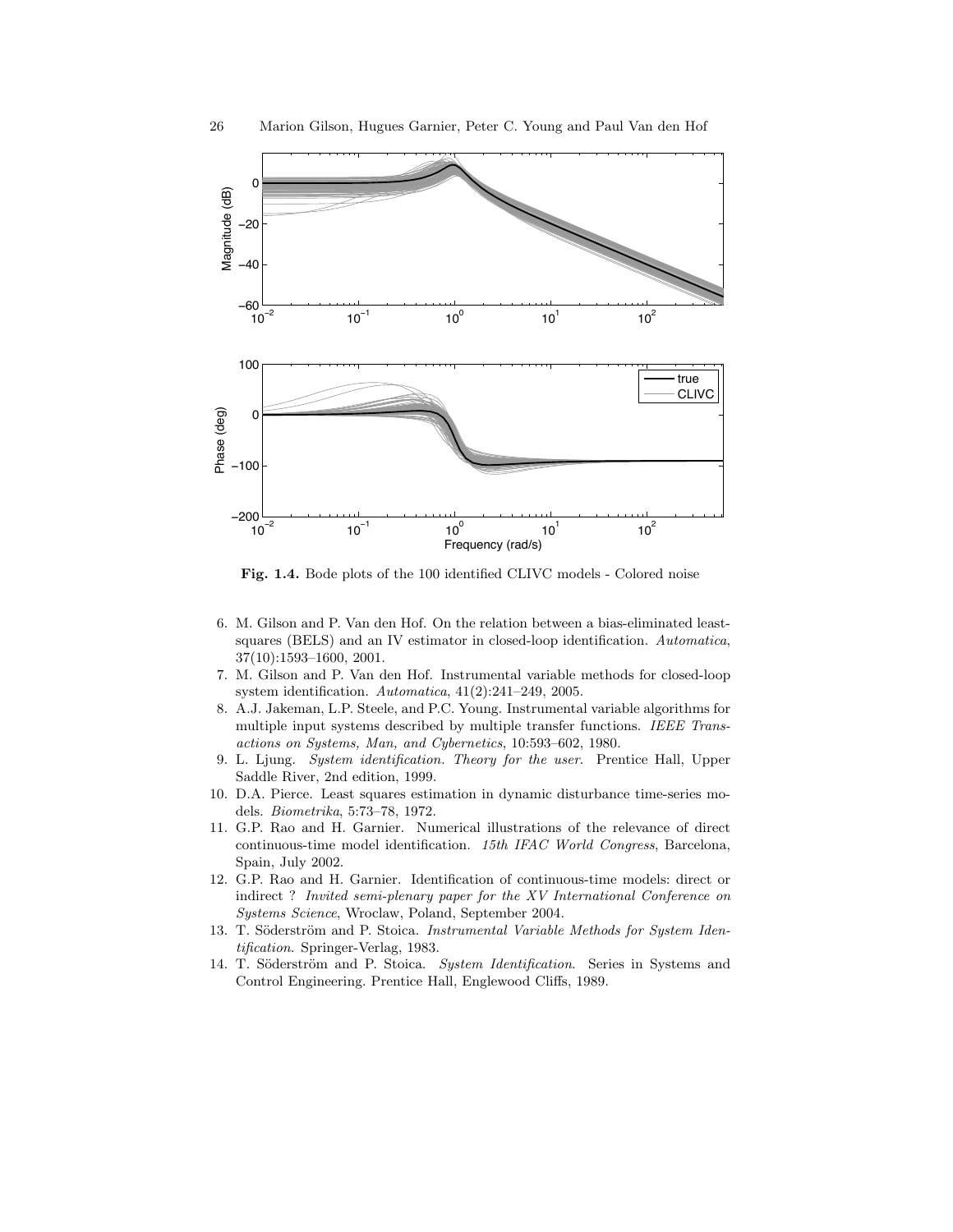**Fig. 1.4.** Bode plots of the 100 identified CLIVC models - Colored noise

6. M. Gilson and P. Van den Hof. On the relation between a bias-eliminated least-squares (BELS) and an IV estimator in closed-loop identification. *Automatica*, 37(10):1593–1600, 2001.
7. M. Gilson and P. Van den Hof. Instrumental variable methods for closed-loop system identification. *Automatica*, 41(2):241–249, 2005.
8. A.J. Jakeman, L.P. Steele, and P.C. Young. Instrumental variable algorithms for multiple input systems described by multiple transfer functions. *IEEE Transactions on Systems, Man, and Cybernetics*, 10:593–602, 1980.
9. L. Ljung. *System identification. Theory for the user.* Prentice Hall, Upper Saddle River, 2nd edition, 1999.
10. D.A. Pierce. Least squares estimation in dynamic disturbance time-series models. *Biometrika*, 5:73–78, 1972.
11. G.P. Rao and H. Garnier. Numerical illustrations of the relevance of direct continuous-time model identification. *15th IFAC World Congress*, Barcelona, Spain, July 2002.
12. G.P. Rao and H. Garnier. Identification of continuous-time models: direct or indirect ? *Invited semi-plenary paper for the XV International Conference on Systems Science*, Wroclaw, Poland, September 2004.
13. T. Söderström and P. Stoica. *Instrumental Variable Methods for System Identification*. Springer-Verlag, 1983.
14. T. Söderström and P. Stoica. *System Identification*. Series in Systems and Control Engineering. Prentice Hall, Englewood Cliffs, 1989.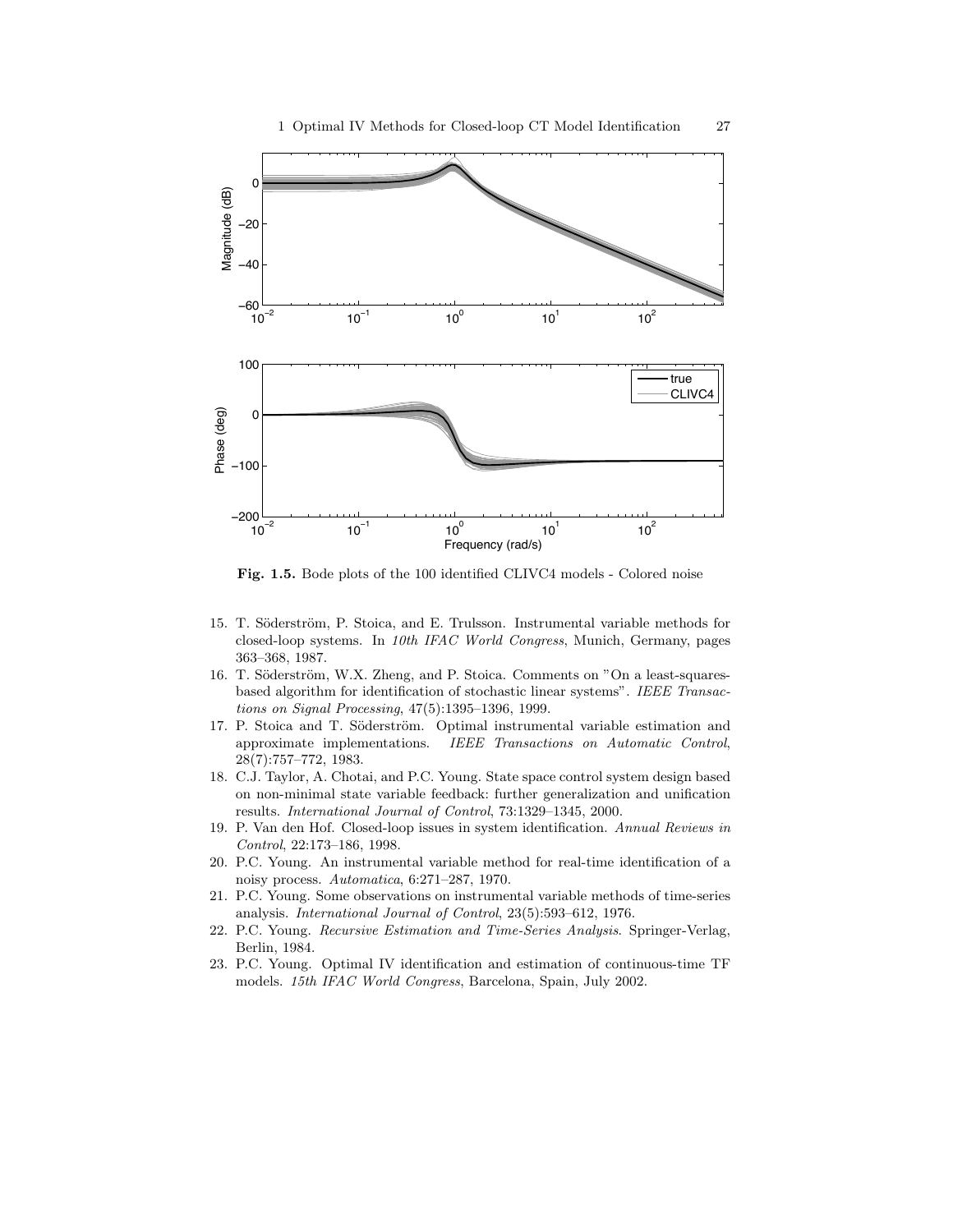Fig. 1.5. Bode plots of the 100 identified CLIVC4 models - Colored noise

15. T. Söderström, P. Stoica, and E. Trulsson. Instrumental variable methods for closed-loop systems. In *10th IFAC World Congress*, Munich, Germany, pages 363–368, 1987.
16. T. Söderström, W.X. Zheng, and P. Stoica. Comments on "On a least-squares-based algorithm for identification of stochastic linear systems". *IEEE Transactions on Signal Processing*, 47(5):1395–1396, 1999.
17. P. Stoica and T. Söderström. Optimal instrumental variable estimation and approximate implementations. *IEEE Transactions on Automatic Control*, 28(7):757–772, 1983.
18. C.J. Taylor, A. Chotai, and P.C. Young. State space control system design based on non-minimal state variable feedback: further generalization and unification results. *International Journal of Control*, 73:1329–1345, 2000.
19. P. Van den Hof. Closed-loop issues in system identification. *Annual Reviews in Control*, 22:173–186, 1998.
20. P.C. Young. An instrumental variable method for real-time identification of a noisy process. *Automatica*, 6:271–287, 1970.
21. P.C. Young. Some observations on instrumental variable methods of time-series analysis. *International Journal of Control*, 23(5):593–612, 1976.
22. P.C. Young. *Recursive Estimation and Time-Series Analysis*. Springer-Verlag, Berlin, 1984.
23. P.C. Young. Optimal IV identification and estimation of continuous-time TF models. *15th IFAC World Congress*, Barcelona, Spain, July 2002.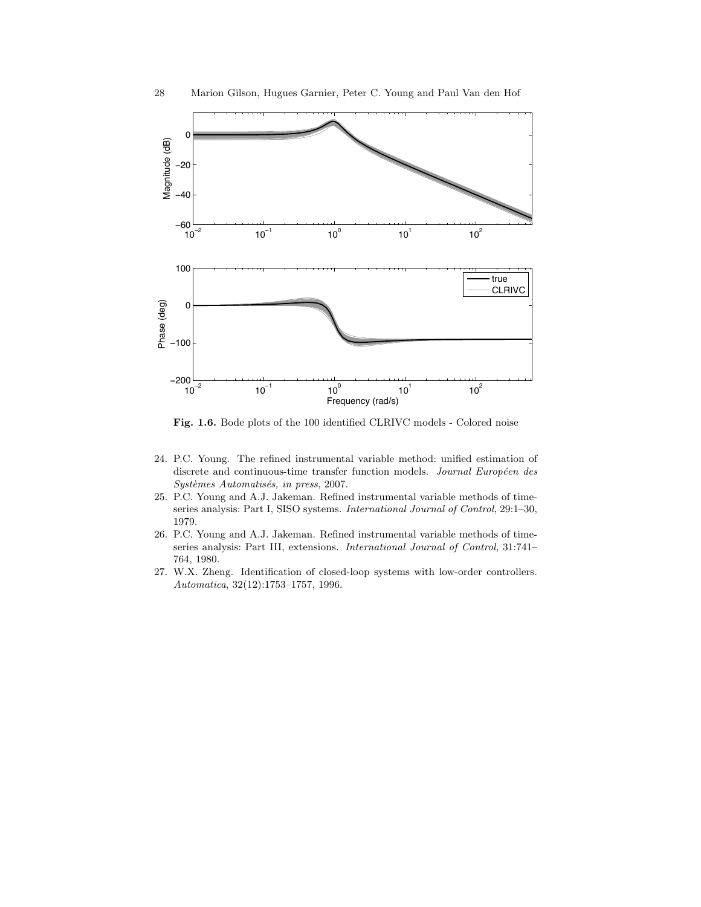**Fig. 1.6.** Bode plots of the 100 identified CLRIVC models - Colored noise

24. P.C. Young. The refined instrumental variable method: unified estimation of discrete and continuous-time transfer function models. *Journal Européen des Systèmes Automatisés, in press*, 2007.
25. P.C. Young and A.J. Jakeman. Refined instrumental variable methods of time-series analysis: Part I, SISO systems. *International Journal of Control*, 29:1–30, 1979.
26. P.C. Young and A.J. Jakeman. Refined instrumental variable methods of time-series analysis: Part III, extensions. *International Journal of Control*, 31:741–764, 1980.
27. W.X. Zheng. Identification of closed-loop systems with low-order controllers. *Automatica*, 32(12):1753–1757, 1996.